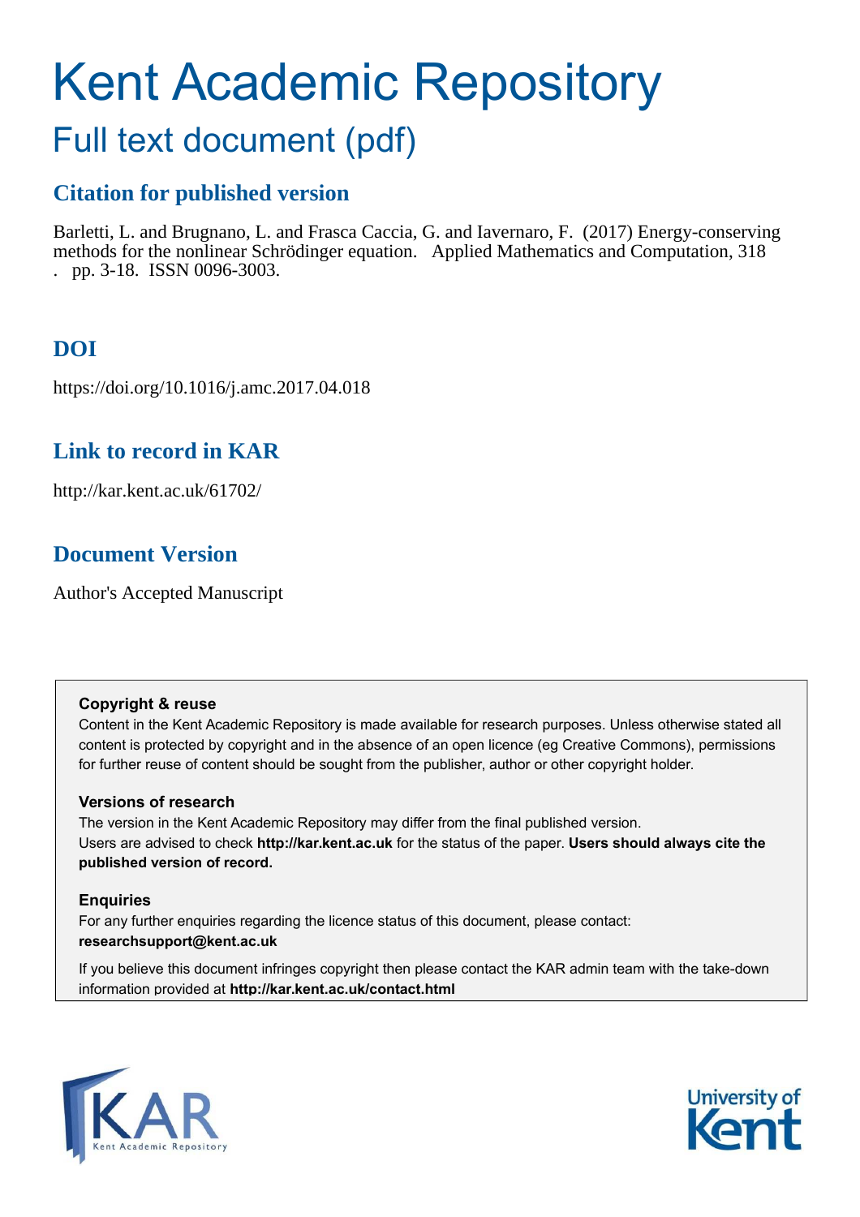# Kent Academic Repository

## Full text document (pdf)

### Citation for published version

Barletti, L. and Brugnano, L. and Frasca Caccia, G. and Iavernaro, F. (2017) Energy-conserving methods for the nonlinear Schrödinger equation. Applied Mathematics and Computation, 318 . pp. 3-18. ISSN 0096-3003.

### DOI

https://doi.org/10.1016/j.amc.2017.04.018

### Link to record in KAR

http://kar.kent.ac.uk/61702/

### Document Version

Author's Accepted Manuscript

**Copyright & reuse**

Content in the Kent Academic Repository is made available for research purposes. Unless otherwise stated all content is protected by copyright and in the absence of an open licence (eg Creative Commons), permissions for further reuse of content should be sought from the publisher, author or other copyright holder.

**Versions of research**

The version in the Kent Academic Repository may differ from the final published version. Users are advised to check **http://kar.kent.ac.uk** for the status of the paper. **Users should always cite the published version of record.**

**Enquiries**

For any further enquiries regarding the licence status of this document, please contact: **researchsupport@kent.ac.uk**

If you believe this document infringes copyright then please contact the KAR admin team with the take-down information provided at **http://kar.kent.ac.uk/contact.html**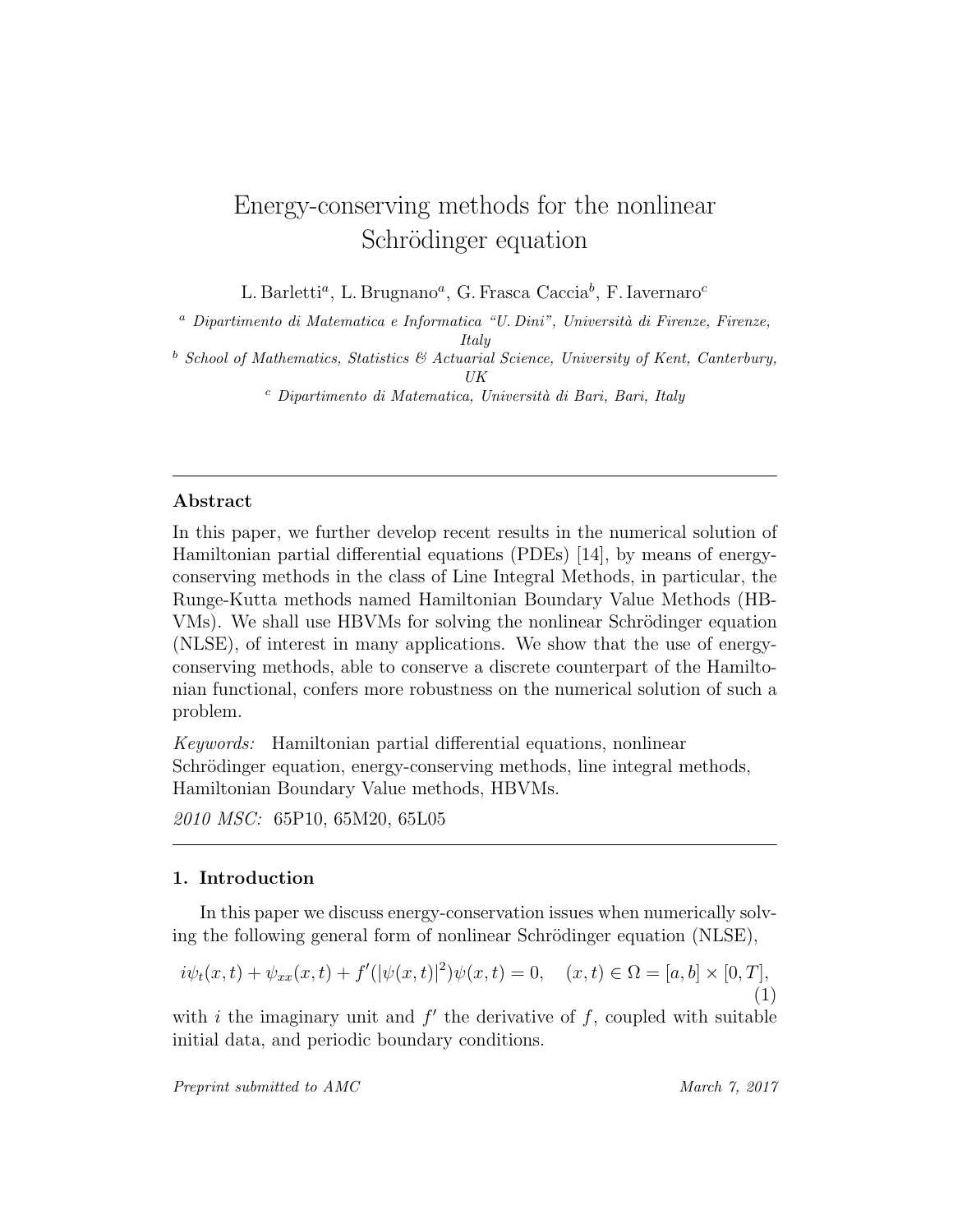# Energy-conserving methods for the nonlinear Schrödinger equation

L. Barletti[a], L. Brugnano[a], G. Frasca Caccia[b], F. Iavernaro[c]

[a] *Dipartimento di Matematica e Informatica "U. Dini", Università di Firenze, Firenze, Italy*

[b] *School of Mathematics, Statistics & Actuarial Science, University of Kent, Canterbury, UK*

[c] *Dipartimento di Matematica, Università di Bari, Bari, Italy*

---

**Abstract**

In this paper, we further develop recent results in the numerical solution of Hamiltonian partial differential equations (PDEs) [14], by means of energy-conserving methods in the class of Line Integral Methods, in particular, the Runge-Kutta methods named Hamiltonian Boundary Value Methods (HBVMs). We shall use HBVMs for solving the nonlinear Schrödinger equation (NLSE), of interest in many applications. We show that the use of energy-conserving methods, able to conserve a discrete counterpart of the Hamiltonian functional, confers more robustness on the numerical solution of such a problem.

*Keywords:* Hamiltonian partial differential equations, nonlinear Schrödinger equation, energy-conserving methods, line integral methods, Hamiltonian Boundary Value methods, HBVMs.

*2010 MSC:* 65P10, 65M20, 65L05

---

## 1. Introduction

In this paper we discuss energy-conservation issues when numerically solving the following general form of nonlinear Schrödinger equation (NLSE),

$$i\psi_t(x,t) + \psi_{xx}(x,t) + f'(|\psi(x,t)|^2)\psi(x,t) = 0, \quad (x,t) \in \Omega = [a,b] \times [0,T], \tag{1}$$

with $i$ the imaginary unit and $f'$ the derivative of $f$, coupled with suitable initial data, and periodic boundary conditions.

*Preprint submitted to AMC* March 7, 2017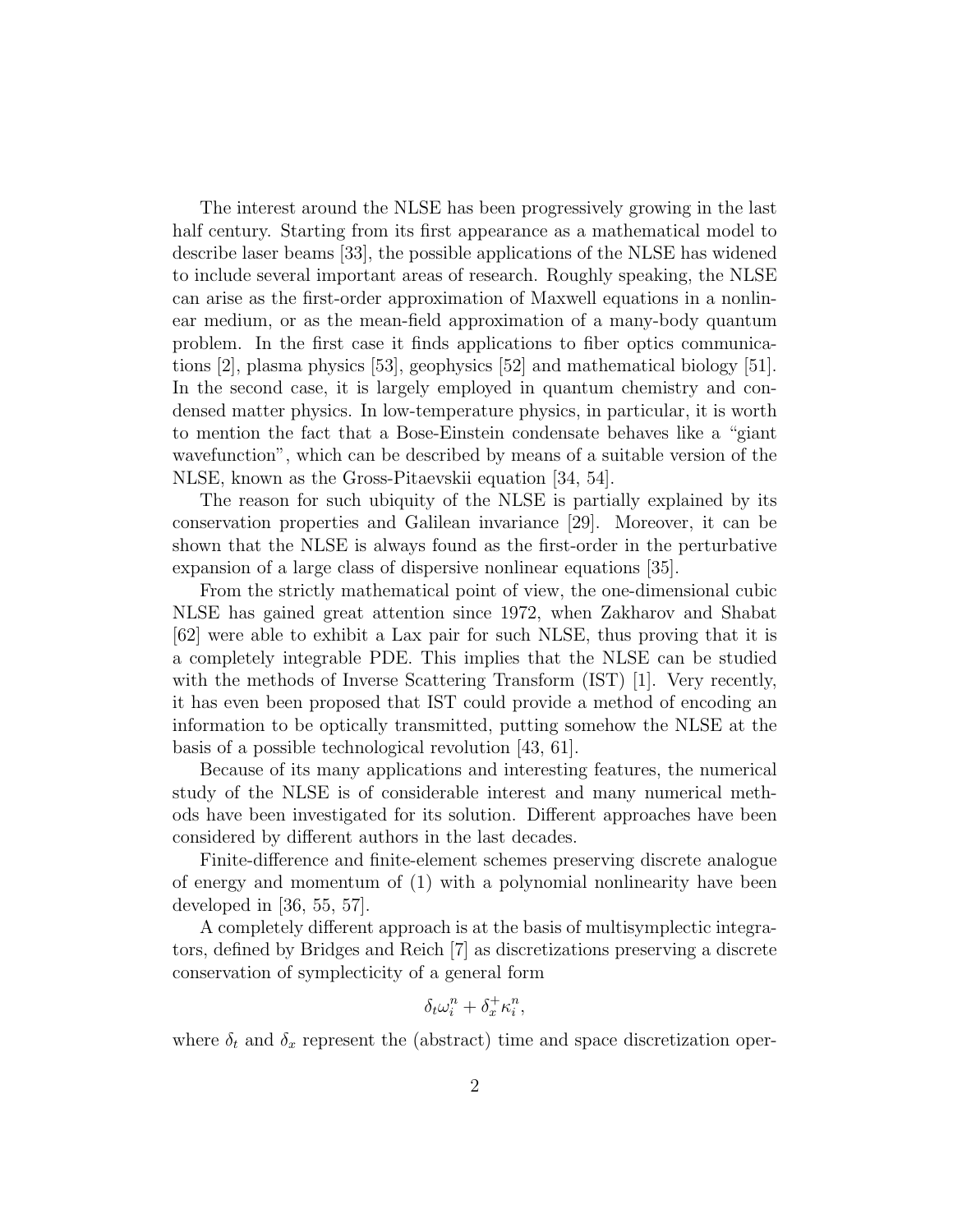The interest around the NLSE has been progressively growing in the last half century. Starting from its first appearance as a mathematical model to describe laser beams [33], the possible applications of the NLSE has widened to include several important areas of research. Roughly speaking, the NLSE can arise as the first-order approximation of Maxwell equations in a nonlinear medium, or as the mean-field approximation of a many-body quantum problem. In the first case it finds applications to fiber optics communications [2], plasma physics [53], geophysics [52] and mathematical biology [51]. In the second case, it is largely employed in quantum chemistry and condensed matter physics. In low-temperature physics, in particular, it is worth to mention the fact that a Bose-Einstein condensate behaves like a "giant wavefunction", which can be described by means of a suitable version of the NLSE, known as the Gross-Pitaevskii equation [34, 54].

The reason for such ubiquity of the NLSE is partially explained by its conservation properties and Galilean invariance [29]. Moreover, it can be shown that the NLSE is always found as the first-order in the perturbative expansion of a large class of dispersive nonlinear equations [35].

From the strictly mathematical point of view, the one-dimensional cubic NLSE has gained great attention since 1972, when Zakharov and Shabat [62] were able to exhibit a Lax pair for such NLSE, thus proving that it is a completely integrable PDE. This implies that the NLSE can be studied with the methods of Inverse Scattering Transform (IST) [1]. Very recently, it has even been proposed that IST could provide a method of encoding an information to be optically transmitted, putting somehow the NLSE at the basis of a possible technological revolution [43, 61].

Because of its many applications and interesting features, the numerical study of the NLSE is of considerable interest and many numerical methods have been investigated for its solution. Different approaches have been considered by different authors in the last decades.

Finite-difference and finite-element schemes preserving discrete analogue of energy and momentum of (1) with a polynomial nonlinearity have been developed in [36, 55, 57].

A completely different approach is at the basis of multisymplectic integrators, defined by Bridges and Reich [7] as discretizations preserving a discrete conservation of symplecticity of a general form

$$\delta_t \omega_i^n + \delta_x^+ \kappa_i^n,$$

where $\delta_t$ and $\delta_x$ represent the (abstract) time and space discretization oper-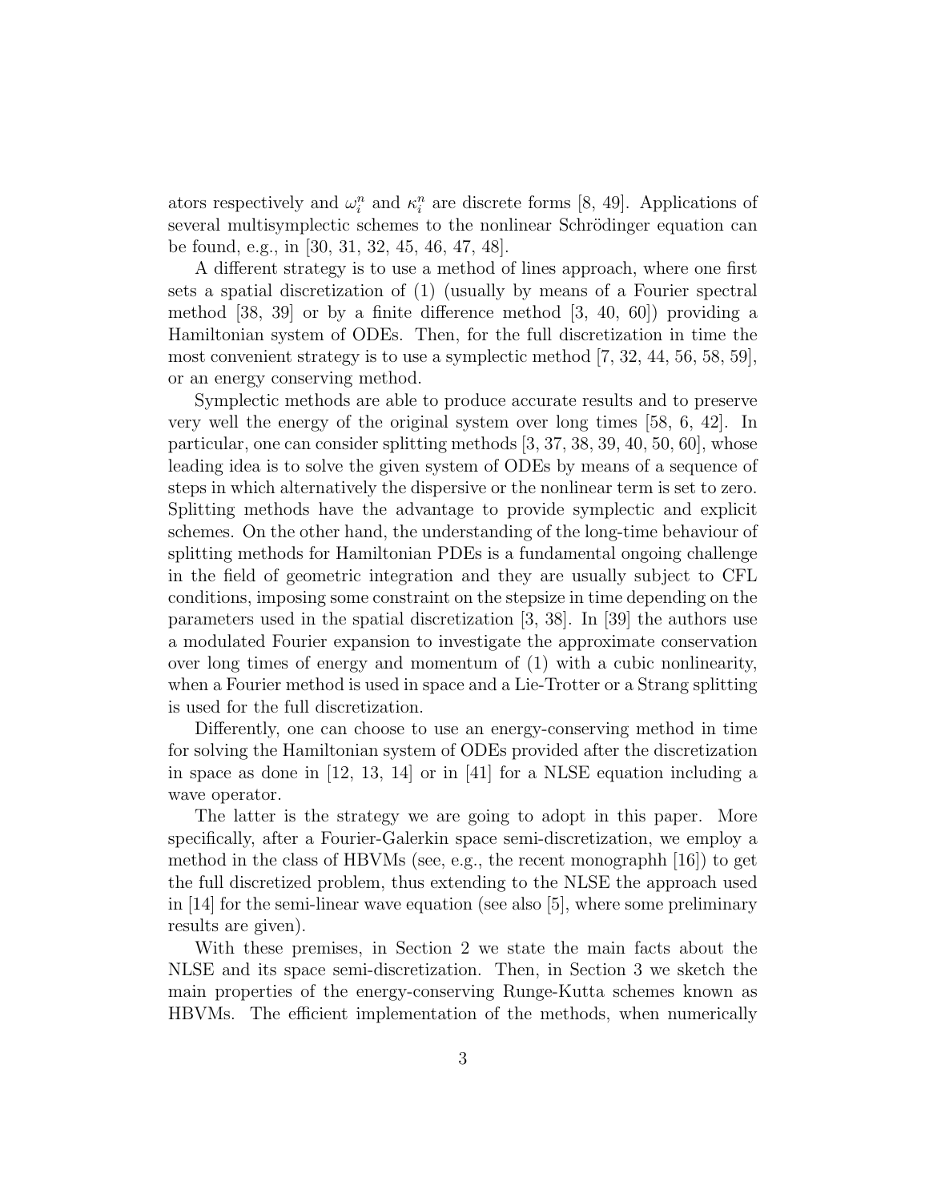ators respectively and $\omega_i^n$ and $\kappa_i^n$ are discrete forms [8, 49]. Applications of several multisymplectic schemes to the nonlinear Schrödinger equation can be found, e.g., in [30, 31, 32, 45, 46, 47, 48].

A different strategy is to use a method of lines approach, where one first sets a spatial discretization of (1) (usually by means of a Fourier spectral method [38, 39] or by a finite difference method [3, 40, 60]) providing a Hamiltonian system of ODEs. Then, for the full discretization in time the most convenient strategy is to use a symplectic method [7, 32, 44, 56, 58, 59], or an energy conserving method.

Symplectic methods are able to produce accurate results and to preserve very well the energy of the original system over long times [58, 6, 42]. In particular, one can consider splitting methods [3, 37, 38, 39, 40, 50, 60], whose leading idea is to solve the given system of ODEs by means of a sequence of steps in which alternatively the dispersive or the nonlinear term is set to zero. Splitting methods have the advantage to provide symplectic and explicit schemes. On the other hand, the understanding of the long-time behaviour of splitting methods for Hamiltonian PDEs is a fundamental ongoing challenge in the field of geometric integration and they are usually subject to CFL conditions, imposing some constraint on the stepsize in time depending on the parameters used in the spatial discretization [3, 38]. In [39] the authors use a modulated Fourier expansion to investigate the approximate conservation over long times of energy and momentum of (1) with a cubic nonlinearity, when a Fourier method is used in space and a Lie-Trotter or a Strang splitting is used for the full discretization.

Differently, one can choose to use an energy-conserving method in time for solving the Hamiltonian system of ODEs provided after the discretization in space as done in [12, 13, 14] or in [41] for a NLSE equation including a wave operator.

The latter is the strategy we are going to adopt in this paper. More specifically, after a Fourier-Galerkin space semi-discretization, we employ a method in the class of HBVMs (see, e.g., the recent monographh [16]) to get the full discretized problem, thus extending to the NLSE the approach used in [14] for the semi-linear wave equation (see also [5], where some preliminary results are given).

With these premises, in Section 2 we state the main facts about the NLSE and its space semi-discretization. Then, in Section 3 we sketch the main properties of the energy-conserving Runge-Kutta schemes known as HBVMs. The efficient implementation of the methods, when numerically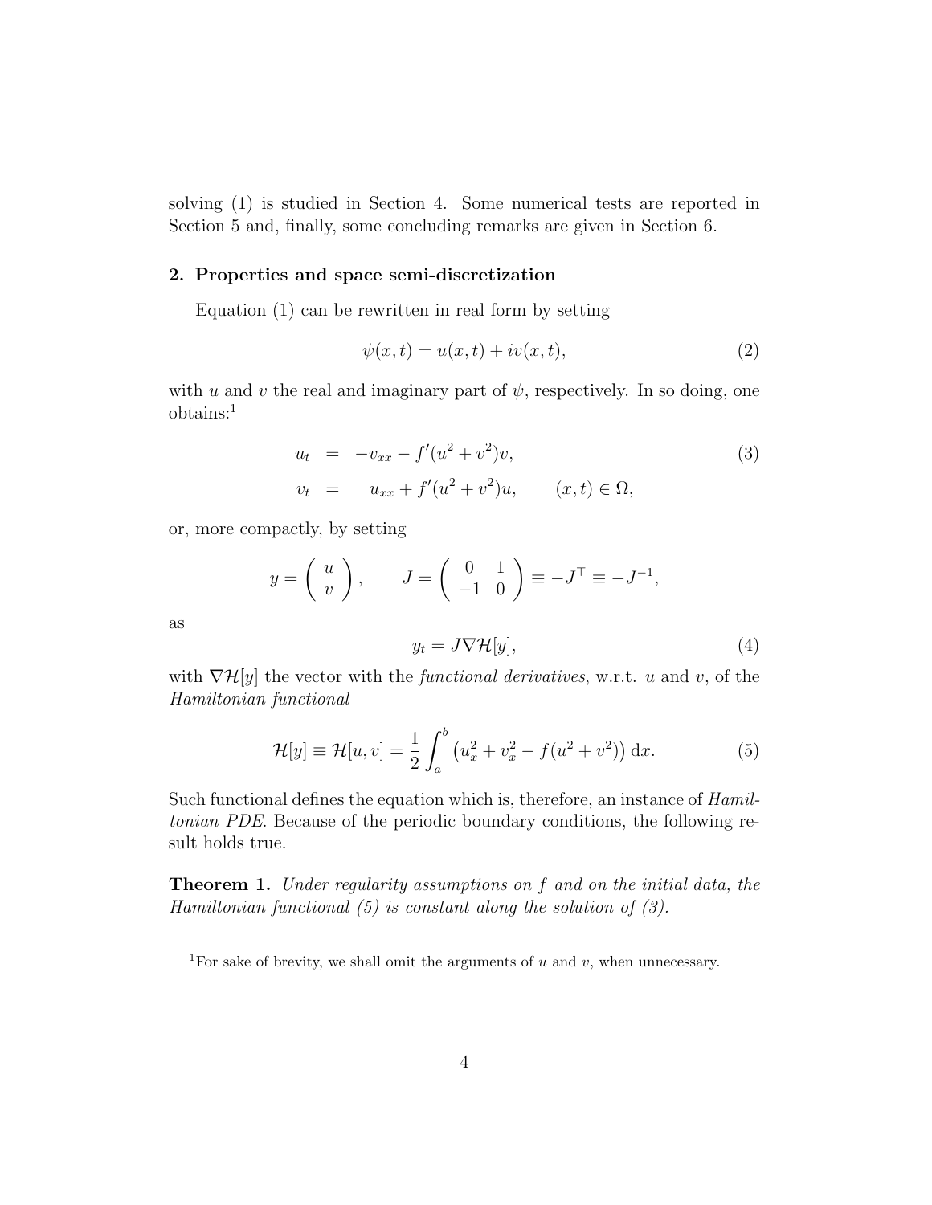solving (1) is studied in Section 4. Some numerical tests are reported in Section 5 and, finally, some concluding remarks are given in Section 6.

## 2. Properties and space semi-discretization

Equation (1) can be rewritten in real form by setting

$$\psi(x,t) = u(x,t) + iv(x,t), \tag{2}$$

with $u$ and $v$ the real and imaginary part of $\psi$, respectively. In so doing, one obtains:[1]

$$\begin{aligned} u_t &= -v_{xx} - f'(u^2+v^2)v, \\ v_t &= \quad u_{xx} + f'(u^2+v^2)u, \qquad (x,t) \in \Omega, \end{aligned} \tag{3}$$

or, more compactly, by setting

$$y = \begin{pmatrix} u \\ v \end{pmatrix}, \qquad J = \begin{pmatrix} 0 & 1 \\ -1 & 0 \end{pmatrix} \equiv -J^\top \equiv -J^{-1},$$

as

$$y_t = J\nabla\mathcal{H}[y], \tag{4}$$

with $\nabla\mathcal{H}[y]$ the vector with the *functional derivatives*, w.r.t. $u$ and $v$, of the *Hamiltonian functional*

$$\mathcal{H}[y] \equiv \mathcal{H}[u,v] = \frac{1}{2}\int_a^b \left(u_x^2 + v_x^2 - f(u^2+v^2)\right) \mathrm{d}x. \tag{5}$$

Such functional defines the equation which is, therefore, an instance of *Hamiltonian PDE*. Because of the periodic boundary conditions, the following result holds true.

**Theorem 1.** *Under regularity assumptions on $f$ and on the initial data, the Hamiltonian functional (5) is constant along the solution of (3).*

[1] For sake of brevity, we shall omit the arguments of $u$ and $v$, when unnecessary.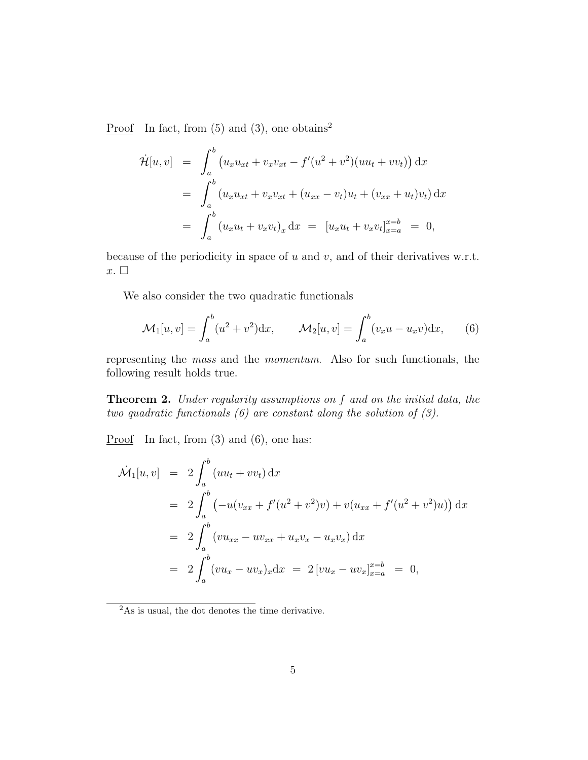<u>Proof</u> In fact, from (5) and (3), one obtains[2]

$$
\begin{aligned}
\dot{\mathcal{H}}[u,v] &= \int_a^b \left(u_x u_{xt} + v_x v_{xt} - f'(u^2+v^2)(uu_t + vv_t)\right) \mathrm{d}x \\
&= \int_a^b \left(u_x u_{xt} + v_x v_{xt} + (u_{xx} - v_t)u_t + (v_{xx} + u_t)v_t\right) \mathrm{d}x \\
&= \int_a^b \left(u_x u_t + v_x v_t\right)_x \mathrm{d}x \;=\; \left[u_x u_t + v_x v_t\right]_{x=a}^{x=b} \;=\; 0,
\end{aligned}
$$

because of the periodicity in space of $u$ and $v$, and of their derivatives w.r.t. $x$. □

We also consider the two quadratic functionals

$$
\mathcal{M}_1[u,v] = \int_a^b (u^2+v^2)\mathrm{d}x, \qquad \mathcal{M}_2[u,v] = \int_a^b (v_x u - u_x v)\mathrm{d}x, \qquad (6)
$$

representing the *mass* and the *momentum*. Also for such functionals, the following result holds true.

**Theorem 2.** *Under regularity assumptions on $f$ and on the initial data, the two quadratic functionals (6) are constant along the solution of (3).*

<u>Proof</u> In fact, from (3) and (6), one has:

$$
\begin{aligned}
\dot{\mathcal{M}}_1[u,v] &= 2\int_a^b (uu_t + vv_t)\,\mathrm{d}x \\
&= 2\int_a^b \left(-u(v_{xx} + f'(u^2+v^2)v) + v(u_{xx} + f'(u^2+v^2)u)\right) \mathrm{d}x \\
&= 2\int_a^b (vu_{xx} - uv_{xx} + u_x v_x - u_x v_x)\,\mathrm{d}x \\
&= 2\int_a^b (vu_x - uv_x)_x \mathrm{d}x \;=\; 2\left[vu_x - uv_x\right]_{x=a}^{x=b} \;=\; 0,
\end{aligned}
$$

[2] As is usual, the dot denotes the time derivative.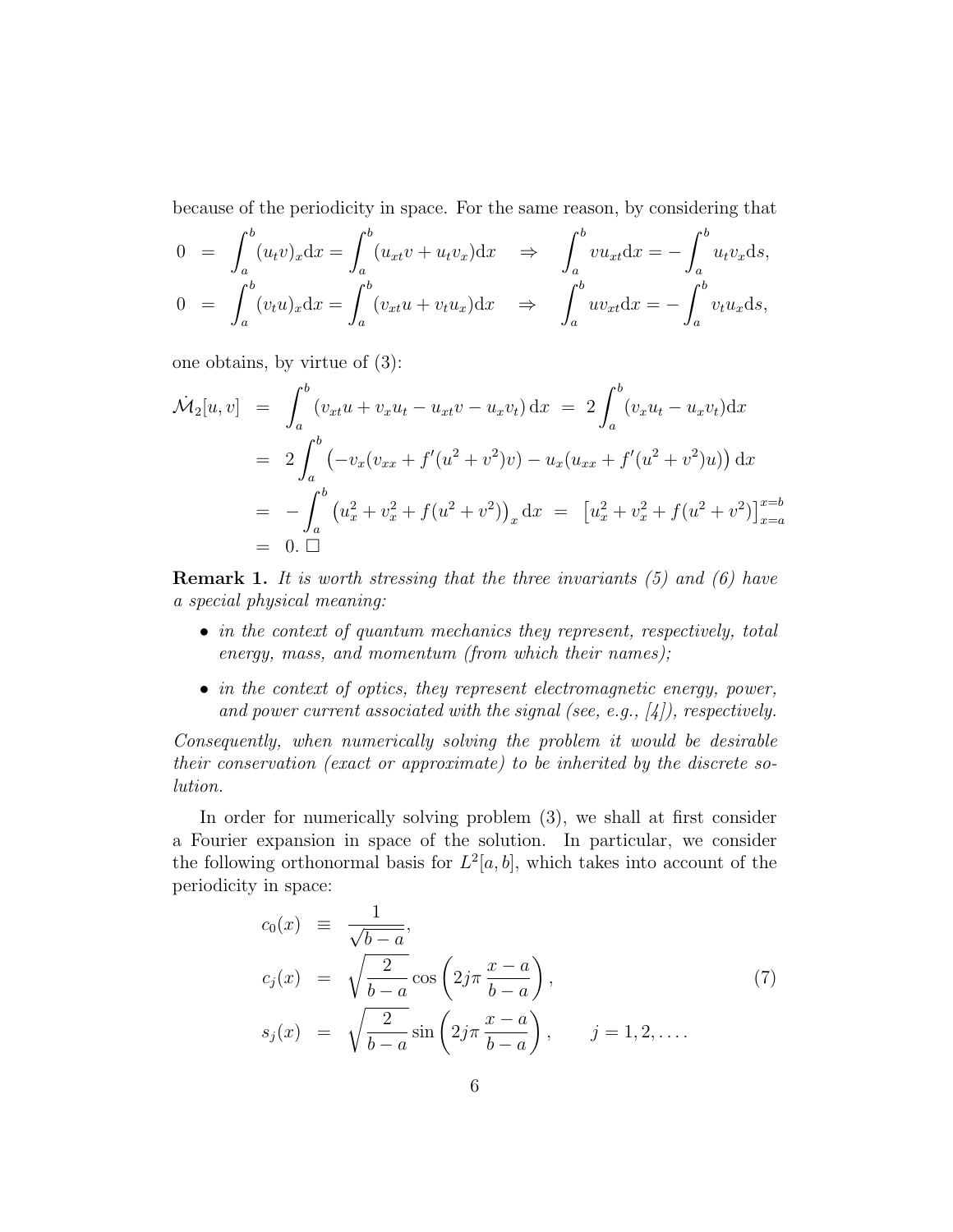because of the periodicity in space. For the same reason, by considering that

$$
\begin{aligned}
0 &= \int_a^b (u_t v)_x \mathrm{d}x = \int_a^b (u_{xt} v + u_t v_x) \mathrm{d}x \quad \Rightarrow \quad \int_a^b v u_{xt} \mathrm{d}x = -\int_a^b u_t v_x \mathrm{d}s, \\
0 &= \int_a^b (v_t u)_x \mathrm{d}x = \int_a^b (v_{xt} u + v_t u_x) \mathrm{d}x \quad \Rightarrow \quad \int_a^b u v_{xt} \mathrm{d}x = -\int_a^b v_t u_x \mathrm{d}s,
\end{aligned}
$$

one obtains, by virtue of (3):

$$
\begin{aligned}
\dot{\mathcal{M}}_2[u,v] &= \int_a^b (v_{xt} u + v_x u_t - u_{xt} v - u_x v_t) \, \mathrm{d}x \; = \; 2\int_a^b (v_x u_t - u_x v_t) \mathrm{d}x \\
&= 2\int_a^b \left( -v_x (v_{xx} + f'(u^2+v^2) v) - u_x (u_{xx} + f'(u^2+v^2) u) \right) \mathrm{d}x \\
&= -\int_a^b \left( u_x^2 + v_x^2 + f(u^2+v^2) \right)_x \mathrm{d}x \; = \; \left[ u_x^2 + v_x^2 + f(u^2+v^2) \right]_{x=a}^{x=b} \\
&= 0. \; \square
\end{aligned}
$$

**Remark 1.** *It is worth stressing that the three invariants (5) and (6) have a special physical meaning:*

- *in the context of quantum mechanics they represent, respectively, total energy, mass, and momentum (from which their names);*
- *in the context of optics, they represent electromagnetic energy, power, and power current associated with the signal (see, e.g., [4]), respectively.*

*Consequently, when numerically solving the problem it would be desirable their conservation (exact or approximate) to be inherited by the discrete solution.*

In order for numerically solving problem (3), we shall at first consider a Fourier expansion in space of the solution. In particular, we consider the following orthonormal basis for $L^2[a,b]$, which takes into account of the periodicity in space:

$$
\begin{aligned}
c_0(x) &\equiv \frac{1}{\sqrt{b-a}}, \\
c_j(x) &= \sqrt{\frac{2}{b-a}} \cos\left( 2j\pi \frac{x-a}{b-a} \right), \\
s_j(x) &= \sqrt{\frac{2}{b-a}} \sin\left( 2j\pi \frac{x-a}{b-a} \right), \qquad j = 1, 2, \ldots .
\end{aligned} \tag{7}
$$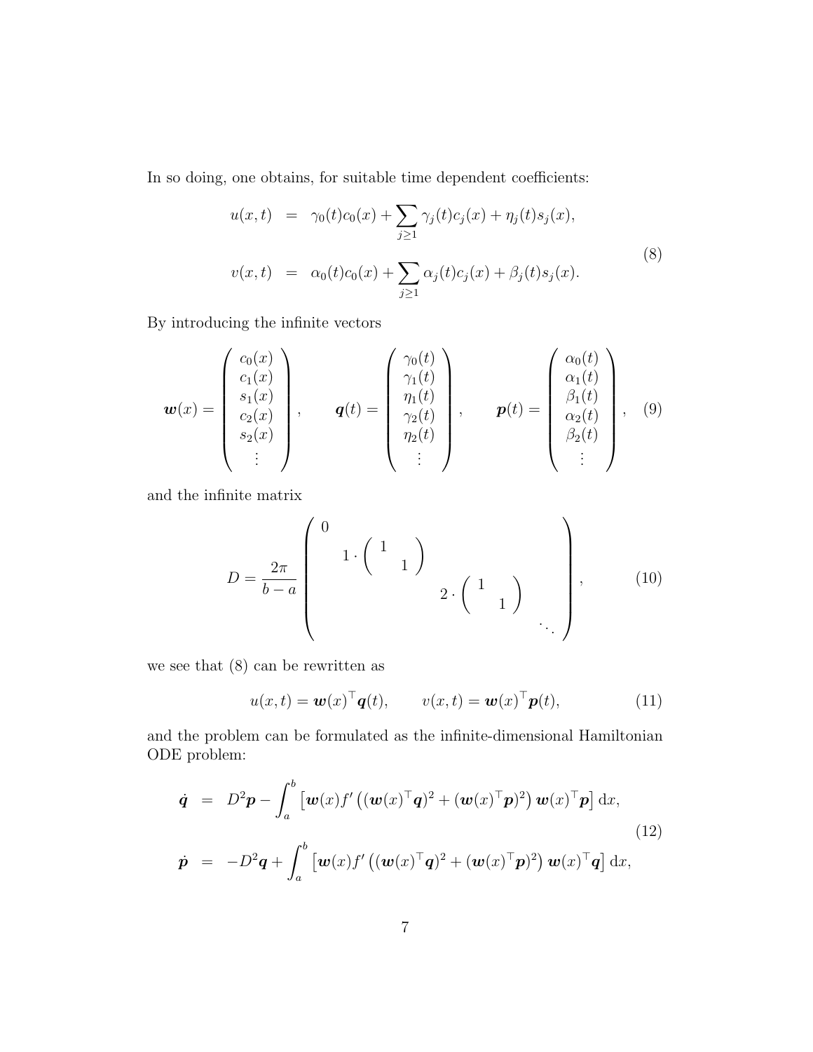In so doing, one obtains, for suitable time dependent coefficients:

$$
\begin{aligned}
u(x,t) &= \gamma_0(t)c_0(x) + \sum_{j\geq 1} \gamma_j(t)c_j(x) + \eta_j(t)s_j(x), \\
v(x,t) &= \alpha_0(t)c_0(x) + \sum_{j\geq 1} \alpha_j(t)c_j(x) + \beta_j(t)s_j(x).
\end{aligned}
\tag{8}
$$

By introducing the infinite vectors

$$
\boldsymbol{w}(x) = \begin{pmatrix} c_0(x) \\ c_1(x) \\ s_1(x) \\ c_2(x) \\ s_2(x) \\ \vdots \end{pmatrix}, \qquad \boldsymbol{q}(t) = \begin{pmatrix} \gamma_0(t) \\ \gamma_1(t) \\ \eta_1(t) \\ \gamma_2(t) \\ \eta_2(t) \\ \vdots \end{pmatrix}, \qquad \boldsymbol{p}(t) = \begin{pmatrix} \alpha_0(t) \\ \alpha_1(t) \\ \beta_1(t) \\ \alpha_2(t) \\ \beta_2(t) \\ \vdots \end{pmatrix}, \tag{9}
$$

and the infinite matrix

$$
D = \frac{2\pi}{b-a} \begin{pmatrix} 0 & & & \\ & 1 \cdot \begin{pmatrix} 1 & \\ & 1 \end{pmatrix} & & \\ & & 2 \cdot \begin{pmatrix} 1 & \\ & 1 \end{pmatrix} & \\ & & & \ddots \end{pmatrix}, \tag{10}
$$

we see that (8) can be rewritten as

$$
u(x,t) = \boldsymbol{w}(x)^\top \boldsymbol{q}(t), \qquad v(x,t) = \boldsymbol{w}(x)^\top \boldsymbol{p}(t), \tag{11}
$$

and the problem can be formulated as the infinite-dimensional Hamiltonian ODE problem:

$$
\begin{aligned}
\dot{\boldsymbol{q}} &= D^2\boldsymbol{p} - \int_a^b \left[\boldsymbol{w}(x) f'\left((\boldsymbol{w}(x)^\top \boldsymbol{q})^2 + (\boldsymbol{w}(x)^\top \boldsymbol{p})^2\right) \boldsymbol{w}(x)^\top \boldsymbol{p}\right] \mathrm{d}x, \\
\dot{\boldsymbol{p}} &= -D^2\boldsymbol{q} + \int_a^b \left[\boldsymbol{w}(x) f'\left((\boldsymbol{w}(x)^\top \boldsymbol{q})^2 + (\boldsymbol{w}(x)^\top \boldsymbol{p})^2\right) \boldsymbol{w}(x)^\top \boldsymbol{q}\right] \mathrm{d}x,
\end{aligned}
\tag{12}
$$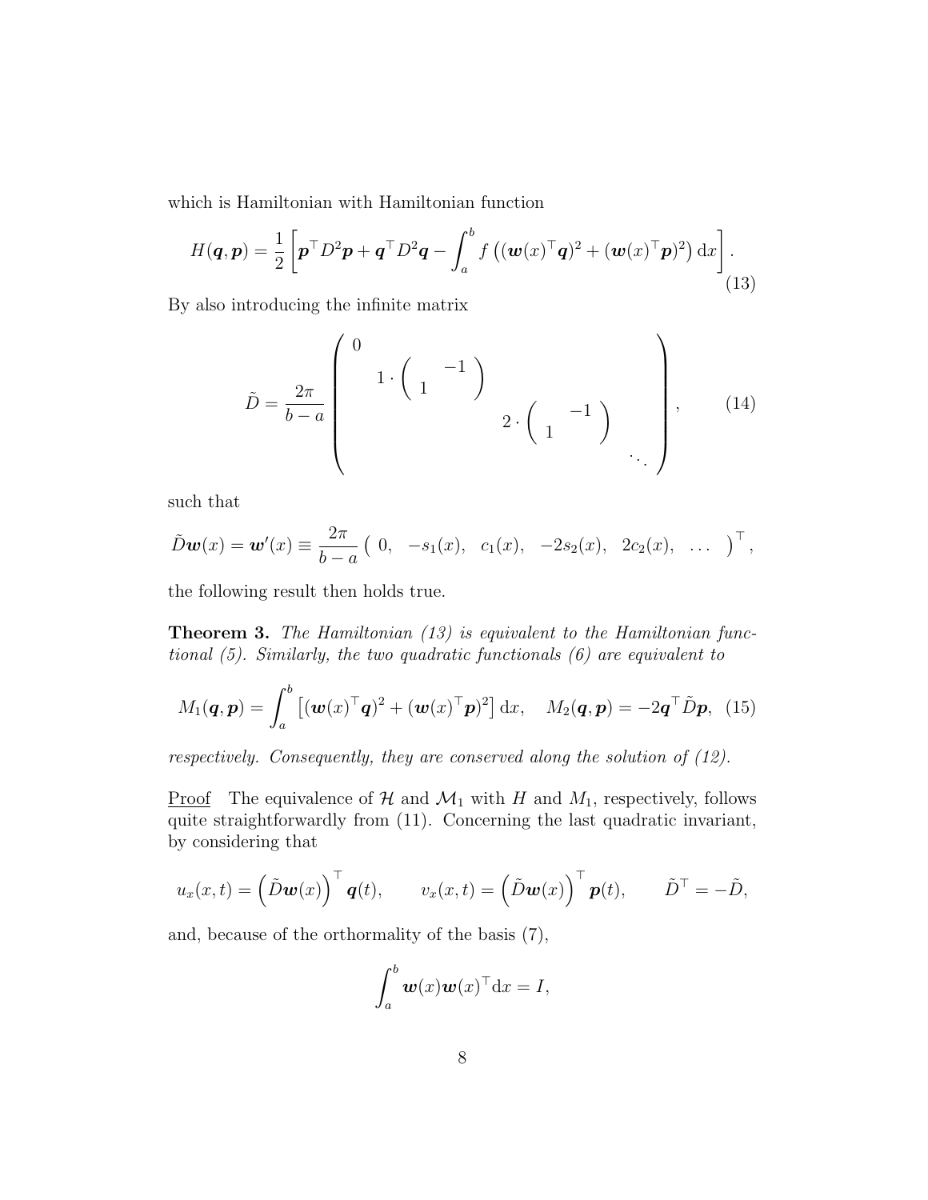which is Hamiltonian with Hamiltonian function

$$H(\boldsymbol{q},\boldsymbol{p}) = \frac{1}{2}\left[\boldsymbol{p}^\top D^2\boldsymbol{p} + \boldsymbol{q}^\top D^2\boldsymbol{q} - \int_a^b f\left((\boldsymbol{w}(x)^\top\boldsymbol{q})^2 + (\boldsymbol{w}(x)^\top\boldsymbol{p})^2\right)\mathrm{d}x\right]. \tag{13}$$

By also introducing the infinite matrix

$$\tilde{D} = \frac{2\pi}{b-a}\begin{pmatrix} 0 & & & \\ & 1\cdot\begin{pmatrix} & -1 \\ 1 & \end{pmatrix} & & \\ & & 2\cdot\begin{pmatrix} & -1 \\ 1 & \end{pmatrix} & \\ & & & \ddots \end{pmatrix}, \tag{14}$$

such that

$$\tilde{D}\boldsymbol{w}(x) = \boldsymbol{w}'(x) \equiv \frac{2\pi}{b-a}\begin{pmatrix} 0, & -s_1(x), & c_1(x), & -2s_2(x), & 2c_2(x), & \dots \end{pmatrix}^\top,$$

the following result then holds true.

**Theorem 3.** *The Hamiltonian (13) is equivalent to the Hamiltonian functional (5). Similarly, the two quadratic functionals (6) are equivalent to*

$$M_1(\boldsymbol{q},\boldsymbol{p}) = \int_a^b \left[(\boldsymbol{w}(x)^\top\boldsymbol{q})^2 + (\boldsymbol{w}(x)^\top\boldsymbol{p})^2\right]\mathrm{d}x, \quad M_2(\boldsymbol{q},\boldsymbol{p}) = -2\boldsymbol{q}^\top\tilde{D}\boldsymbol{p}, \tag{15}$$

*respectively. Consequently, they are conserved along the solution of (12).*

Proof   The equivalence of $\mathcal{H}$ and $\mathcal{M}_1$ with $H$ and $M_1$, respectively, follows quite straightforwardly from (11). Concerning the last quadratic invariant, by considering that

$$u_x(x,t) = \left(\tilde{D}\boldsymbol{w}(x)\right)^\top\boldsymbol{q}(t), \qquad v_x(x,t) = \left(\tilde{D}\boldsymbol{w}(x)\right)^\top\boldsymbol{p}(t), \qquad \tilde{D}^\top = -\tilde{D},$$

and, because of the orthormality of the basis (7),

$$\int_a^b \boldsymbol{w}(x)\boldsymbol{w}(x)^\top\mathrm{d}x = I,$$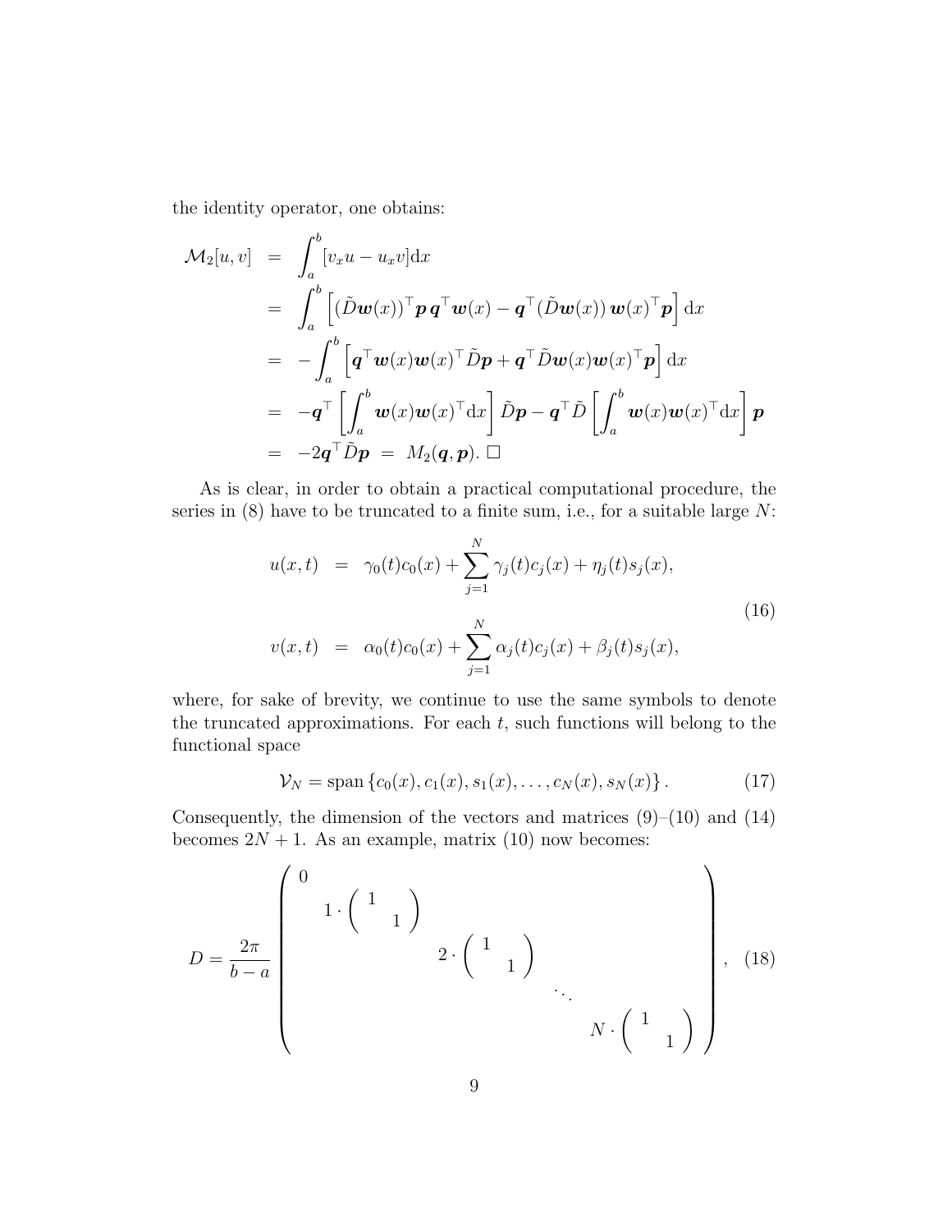the identity operator, one obtains:

$$
\begin{aligned}
\mathcal{M}_2[u,v] &= \int_a^b [v_x u - u_x v]\mathrm{d}x \\
&= \int_a^b \left[ (\tilde{D}\boldsymbol{w}(x))^\top \boldsymbol{p}\, \boldsymbol{q}^\top \boldsymbol{w}(x) - \boldsymbol{q}^\top (\tilde{D}\boldsymbol{w}(x))\, \boldsymbol{w}(x)^\top \boldsymbol{p} \right] \mathrm{d}x \\
&= -\int_a^b \left[ \boldsymbol{q}^\top \boldsymbol{w}(x)\boldsymbol{w}(x)^\top \tilde{D}\boldsymbol{p} + \boldsymbol{q}^\top \tilde{D}\boldsymbol{w}(x)\boldsymbol{w}(x)^\top \boldsymbol{p} \right] \mathrm{d}x \\
&= -\boldsymbol{q}^\top \left[ \int_a^b \boldsymbol{w}(x)\boldsymbol{w}(x)^\top \mathrm{d}x \right] \tilde{D}\boldsymbol{p} - \boldsymbol{q}^\top \tilde{D} \left[ \int_a^b \boldsymbol{w}(x)\boldsymbol{w}(x)^\top \mathrm{d}x \right] \boldsymbol{p} \\
&= -2\boldsymbol{q}^\top \tilde{D}\boldsymbol{p} \;=\; M_2(\boldsymbol{q},\boldsymbol{p}). \;\square
\end{aligned}
$$

As is clear, in order to obtain a practical computational procedure, the series in (8) have to be truncated to a finite sum, i.e., for a suitable large $N$:

$$
\begin{aligned}
u(x,t) &= \gamma_0(t)c_0(x) + \sum_{j=1}^N \gamma_j(t)c_j(x) + \eta_j(t)s_j(x), \\
v(x,t) &= \alpha_0(t)c_0(x) + \sum_{j=1}^N \alpha_j(t)c_j(x) + \beta_j(t)s_j(x),
\end{aligned} \tag{16}
$$

where, for sake of brevity, we continue to use the same symbols to denote the truncated approximations. For each $t$, such functions will belong to the functional space

$$
\mathcal{V}_N = \operatorname{span}\{c_0(x), c_1(x), s_1(x), \dots, c_N(x), s_N(x)\}. \tag{17}
$$

Consequently, the dimension of the vectors and matrices (9)–(10) and (14) becomes $2N+1$. As an example, matrix (10) now becomes:

$$
D = \frac{2\pi}{b-a} \begin{pmatrix} 0 & & & & \\ & 1 \cdot \begin{pmatrix} & 1 \\ 1 & \end{pmatrix} & & & \\ & & 2 \cdot \begin{pmatrix} & 1 \\ 1 & \end{pmatrix} & & \\ & & & \ddots & \\ & & & & N \cdot \begin{pmatrix} & 1 \\ 1 & \end{pmatrix} \end{pmatrix}, \tag{18}
$$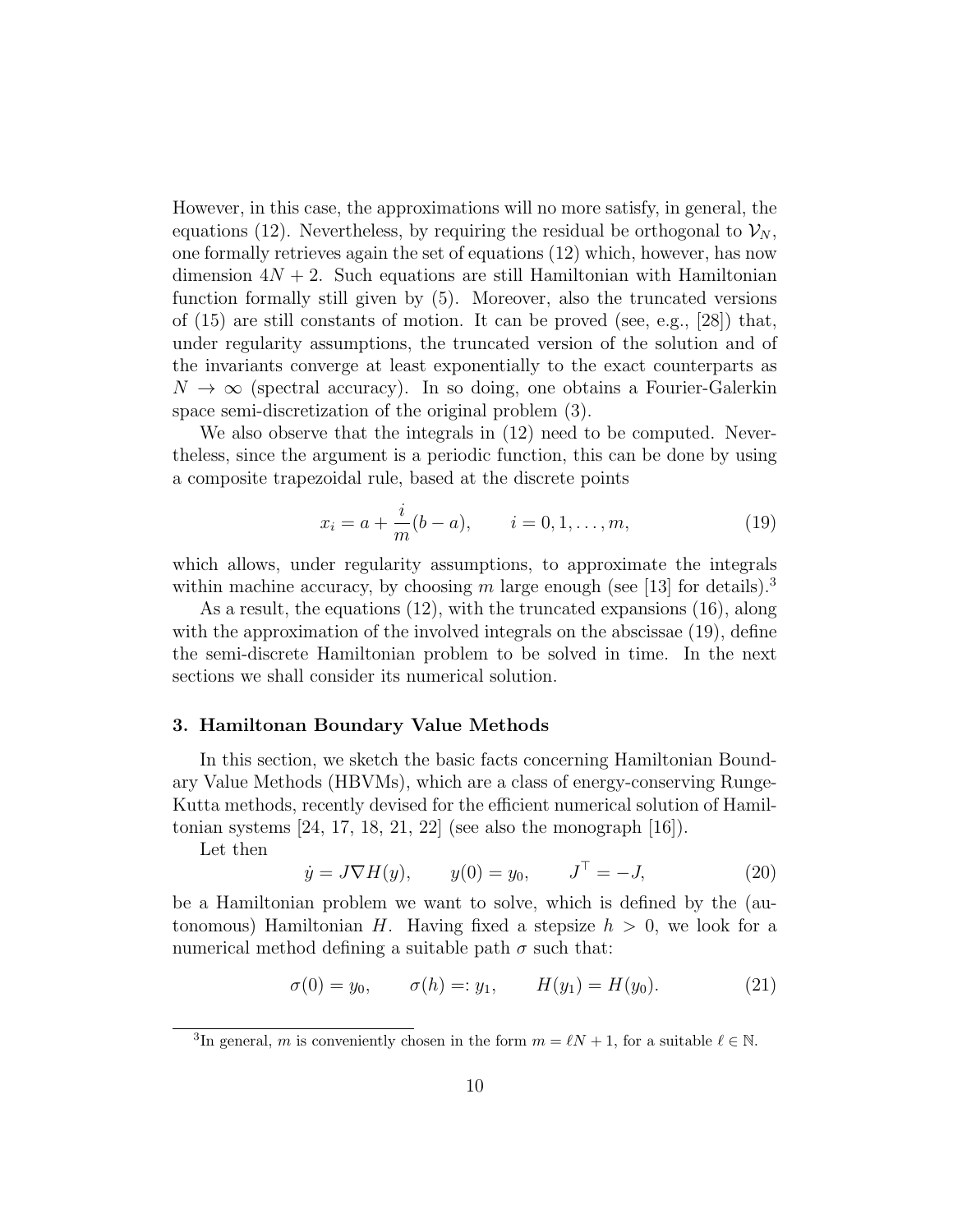However, in this case, the approximations will no more satisfy, in general, the equations (12). Nevertheless, by requiring the residual be orthogonal to $\mathcal{V}_N$, one formally retrieves again the set of equations (12) which, however, has now dimension $4N+2$. Such equations are still Hamiltonian with Hamiltonian function formally still given by (5). Moreover, also the truncated versions of (15) are still constants of motion. It can be proved (see, e.g., [28]) that, under regularity assumptions, the truncated version of the solution and of the invariants converge at least exponentially to the exact counterparts as $N \to \infty$ (spectral accuracy). In so doing, one obtains a Fourier-Galerkin space semi-discretization of the original problem (3).

We also observe that the integrals in (12) need to be computed. Nevertheless, since the argument is a periodic function, this can be done by using a composite trapezoidal rule, based at the discrete points

$$x_i = a + \frac{i}{m}(b-a), \qquad i = 0, 1, \ldots, m, \tag{19}$$

which allows, under regularity assumptions, to approximate the integrals within machine accuracy, by choosing $m$ large enough (see [13] for details).[3]

As a result, the equations (12), with the truncated expansions (16), along with the approximation of the involved integrals on the abscissae (19), define the semi-discrete Hamiltonian problem to be solved in time. In the next sections we shall consider its numerical solution.

## 3. Hamiltonan Boundary Value Methods

In this section, we sketch the basic facts concerning Hamiltonian Boundary Value Methods (HBVMs), which are a class of energy-conserving Runge-Kutta methods, recently devised for the efficient numerical solution of Hamiltonian systems [24, 17, 18, 21, 22] (see also the monograph [16]).

Let then

$$\dot{y} = J\nabla H(y), \qquad y(0) = y_0, \qquad J^\top = -J, \tag{20}$$

be a Hamiltonian problem we want to solve, which is defined by the (autonomous) Hamiltonian $H$. Having fixed a stepsize $h > 0$, we look for a numerical method defining a suitable path $\sigma$ such that:

$$\sigma(0) = y_0, \qquad \sigma(h) =: y_1, \qquad H(y_1) = H(y_0). \tag{21}$$

[3] In general, $m$ is conveniently chosen in the form $m = \ell N + 1$, for a suitable $\ell \in \mathbb{N}$.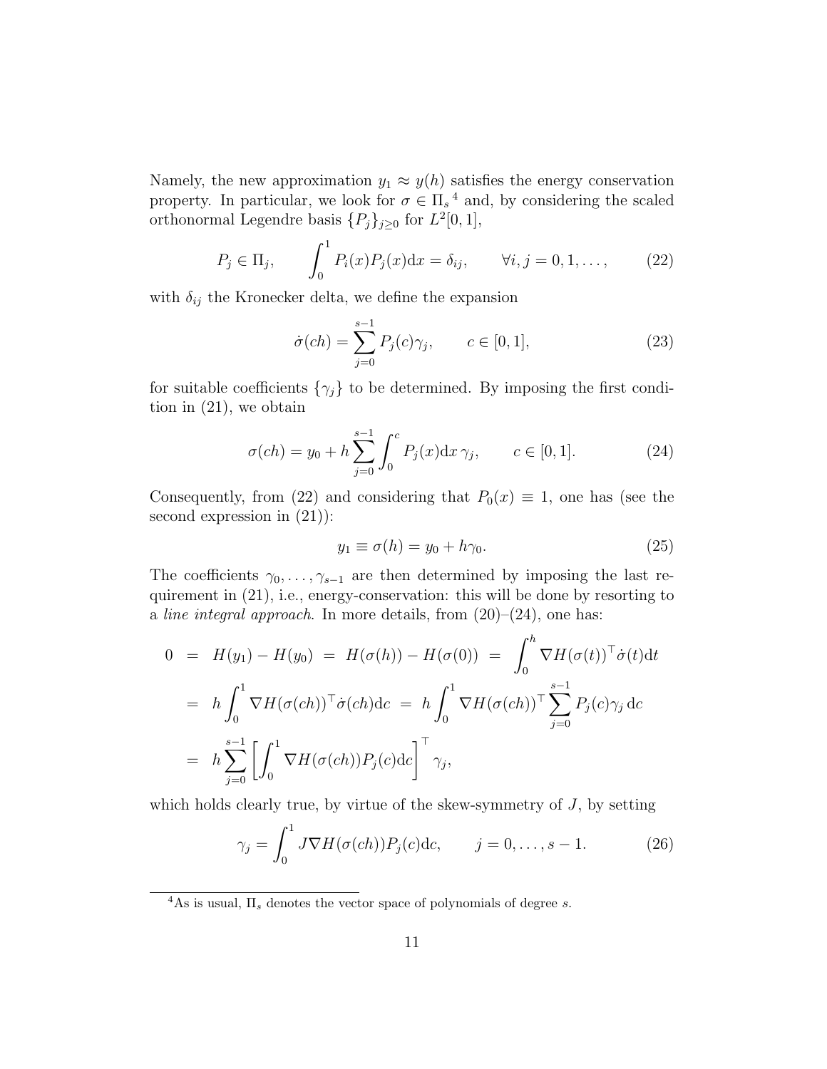Namely, the new approximation $y_1 \approx y(h)$ satisfies the energy conservation property. In particular, we look for $\sigma \in \Pi_s$ [4] and, by considering the scaled orthonormal Legendre basis $\{P_j\}_{j\ge 0}$ for $L^2[0,1]$,

$$P_j \in \Pi_j, \qquad \int_0^1 P_i(x)P_j(x)\mathrm{d}x = \delta_{ij}, \qquad \forall i,j = 0,1,\dots, \tag{22}$$

with $\delta_{ij}$ the Kronecker delta, we define the expansion

$$\dot\sigma(ch) = \sum_{j=0}^{s-1} P_j(c)\gamma_j, \qquad c \in [0,1], \tag{23}$$

for suitable coefficients $\{\gamma_j\}$ to be determined. By imposing the first condition in (21), we obtain

$$\sigma(ch) = y_0 + h\sum_{j=0}^{s-1}\int_0^c P_j(x)\mathrm{d}x\,\gamma_j, \qquad c\in[0,1]. \tag{24}$$

Consequently, from (22) and considering that $P_0(x) \equiv 1$, one has (see the second expression in (21)):

$$y_1 \equiv \sigma(h) = y_0 + h\gamma_0. \tag{25}$$

The coefficients $\gamma_0,\dots,\gamma_{s-1}$ are then determined by imposing the last requirement in (21), i.e., energy-conservation: this will be done by resorting to a *line integral approach*. In more details, from (20)–(24), one has:

$$\begin{aligned}
0 &= H(y_1) - H(y_0) \;=\; H(\sigma(h)) - H(\sigma(0)) \;=\; \int_0^h \nabla H(\sigma(t))^\top \dot\sigma(t)\mathrm{d}t \\
&= h\int_0^1 \nabla H(\sigma(ch))^\top \dot\sigma(ch)\mathrm{d}c \;=\; h\int_0^1 \nabla H(\sigma(ch))^\top \sum_{j=0}^{s-1}P_j(c)\gamma_j\,\mathrm{d}c \\
&= h\sum_{j=0}^{s-1}\left[\int_0^1 \nabla H(\sigma(ch))P_j(c)\mathrm{d}c\right]^\top \gamma_j,
\end{aligned}$$

which holds clearly true, by virtue of the skew-symmetry of $J$, by setting

$$\gamma_j = \int_0^1 J\nabla H(\sigma(ch))P_j(c)\mathrm{d}c, \qquad j = 0,\dots,s-1. \tag{26}$$

---

[4] As is usual, $\Pi_s$ denotes the vector space of polynomials of degree $s$.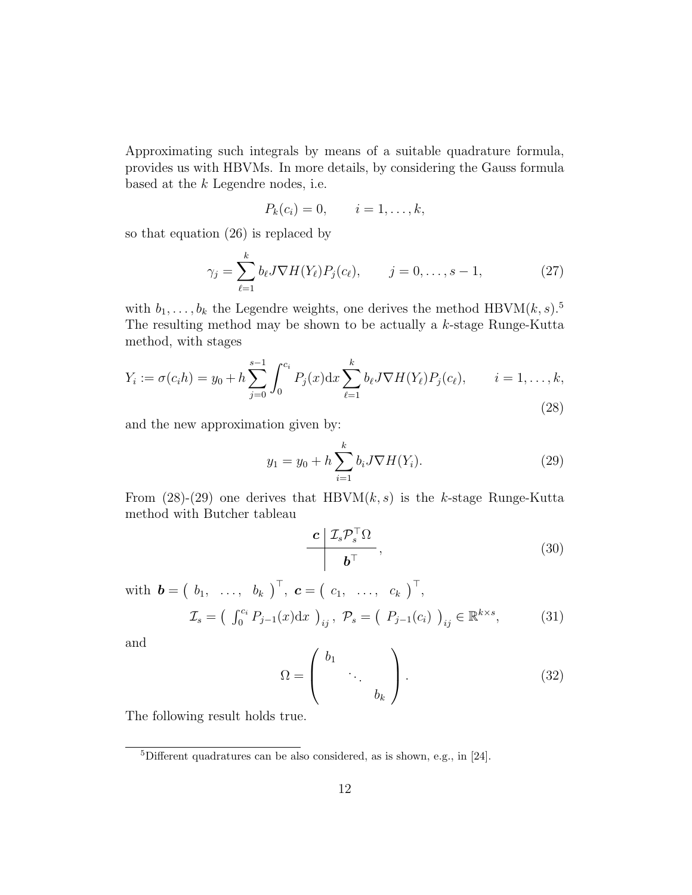Approximating such integrals by means of a suitable quadrature formula, provides us with HBVMs. In more details, by considering the Gauss formula based at the $k$ Legendre nodes, i.e.

$$P_k(c_i) = 0, \qquad i = 1, \dots, k,$$

so that equation (26) is replaced by

$$\gamma_j = \sum_{\ell=1}^{k} b_\ell J \nabla H(Y_\ell) P_j(c_\ell), \qquad j = 0, \dots, s-1, \tag{27}$$

with $b_1, \dots, b_k$ the Legendre weights, one derives the method HBVM$(k,s)$.[5] The resulting method may be shown to be actually a $k$-stage Runge-Kutta method, with stages

$$Y_i := \sigma(c_i h) = y_0 + h \sum_{j=0}^{s-1} \int_0^{c_i} P_j(x) \mathrm{d}x \sum_{\ell=1}^{k} b_\ell J \nabla H(Y_\ell) P_j(c_\ell), \qquad i = 1, \dots, k, \tag{28}$$

and the new approximation given by:

$$y_1 = y_0 + h \sum_{i=1}^{k} b_i J \nabla H(Y_i). \tag{29}$$

From (28)-(29) one derives that HBVM$(k,s)$ is the $k$-stage Runge-Kutta method with Butcher tableau

$$\begin{array}{c|c} \boldsymbol{c} & \mathcal{I}_s \mathcal{P}_s^\top \Omega \\ \hline & \boldsymbol{b}^\top \end{array}, \tag{30}$$

with $\boldsymbol{b} = \begin{pmatrix} b_1, & \dots, & b_k \end{pmatrix}^\top$, $\boldsymbol{c} = \begin{pmatrix} c_1, & \dots, & c_k \end{pmatrix}^\top$,

$$\mathcal{I}_s = \left( \int_0^{c_i} P_{j-1}(x) \mathrm{d}x \right)_{ij}, \; \mathcal{P}_s = \left( P_{j-1}(c_i) \right)_{ij} \in \mathbb{R}^{k \times s}, \tag{31}$$

and

$$\Omega = \begin{pmatrix} b_1 & & \\ & \ddots & \\ & & b_k \end{pmatrix}. \tag{32}$$

The following result holds true.

[5] Different quadratures can be also considered, as is shown, e.g., in [24].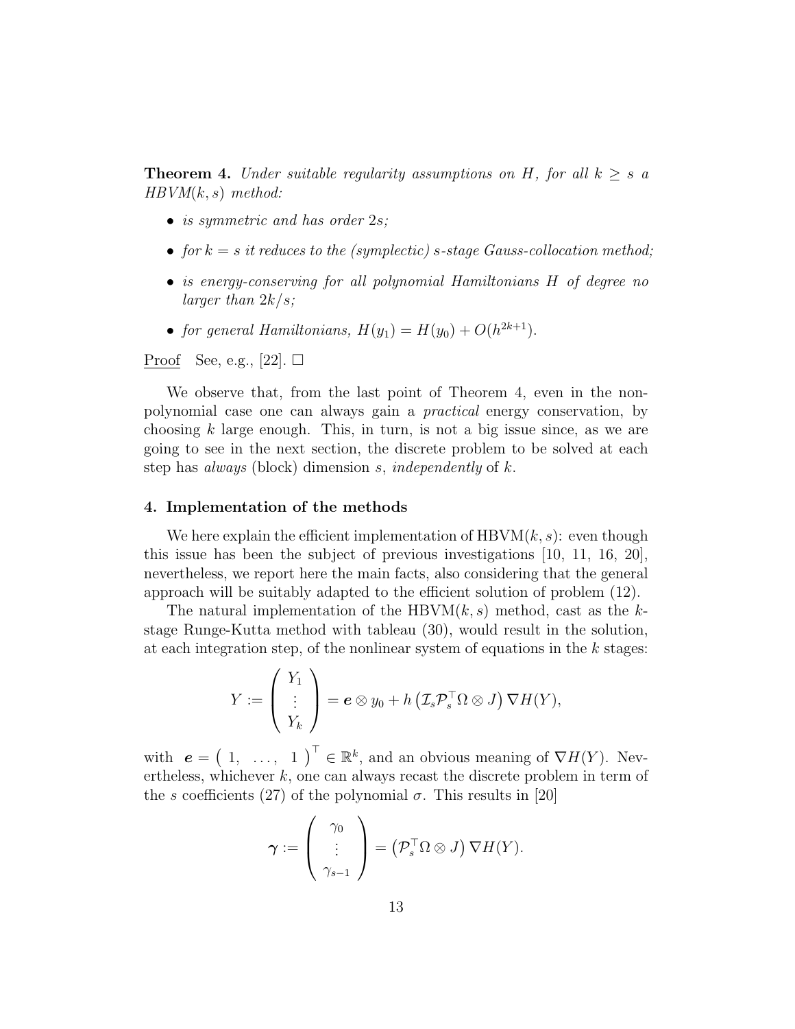**Theorem 4.** *Under suitable regularity assumptions on $H$, for all $k \geq s$ a HBVM$(k,s)$ method:*

- *is symmetric and has order $2s$;*
- *for $k = s$ it reduces to the (symplectic) $s$-stage Gauss-collocation method;*
- *is energy-conserving for all polynomial Hamiltonians $H$ of degree no larger than $2k/s$;*
- *for general Hamiltonians, $H(y_1) = H(y_0) + O(h^{2k+1})$.*

Proof  See, e.g., [22]. □

We observe that, from the last point of Theorem 4, even in the non-polynomial case one can always gain a *practical* energy conservation, by choosing $k$ large enough. This, in turn, is not a big issue since, as we are going to see in the next section, the discrete problem to be solved at each step has *always* (block) dimension $s$, *independently* of $k$.

## 4. Implementation of the methods

We here explain the efficient implementation of HBVM$(k,s)$: even though this issue has been the subject of previous investigations [10, 11, 16, 20], nevertheless, we report here the main facts, also considering that the general approach will be suitably adapted to the efficient solution of problem (12).

The natural implementation of the HBVM$(k,s)$ method, cast as the $k$-stage Runge-Kutta method with tableau (30), would result in the solution, at each integration step, of the nonlinear system of equations in the $k$ stages:

$$Y := \begin{pmatrix} Y_1 \\ \vdots \\ Y_k \end{pmatrix} = \boldsymbol{e} \otimes y_0 + h \left( \mathcal{I}_s \mathcal{P}_s^\top \Omega \otimes J \right) \nabla H(Y),$$

with $\boldsymbol{e} = \begin{pmatrix} 1, & \ldots, & 1 \end{pmatrix}^\top \in \mathbb{R}^k$, and an obvious meaning of $\nabla H(Y)$. Nevertheless, whichever $k$, one can always recast the discrete problem in term of the $s$ coefficients (27) of the polynomial $\sigma$. This results in [20]

$$\boldsymbol{\gamma} := \begin{pmatrix} \gamma_0 \\ \vdots \\ \gamma_{s-1} \end{pmatrix} = \left( \mathcal{P}_s^\top \Omega \otimes J \right) \nabla H(Y).$$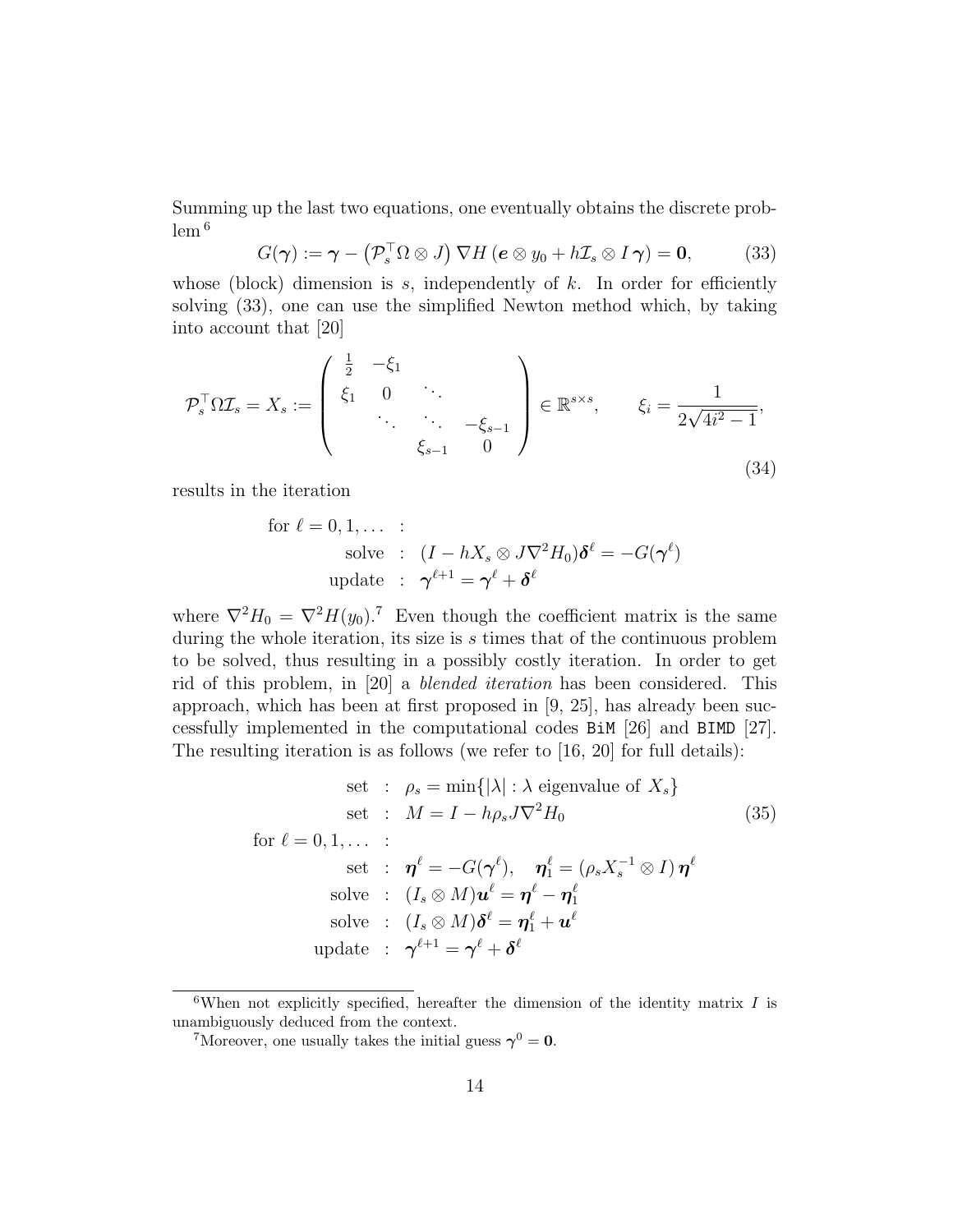Summing up the last two equations, one eventually obtains the discrete problem [6]

$$G(\boldsymbol{\gamma}) := \boldsymbol{\gamma} - \left(\mathcal{P}_s^\top \Omega \otimes J\right) \nabla H\left(\boldsymbol{e} \otimes y_0 + h\mathcal{I}_s \otimes I\,\boldsymbol{\gamma}\right) = \boldsymbol{0}, \tag{33}$$

whose (block) dimension is $s$, independently of $k$. In order for efficiently solving (33), one can use the simplified Newton method which, by taking into account that [20]

$$\mathcal{P}_s^\top \Omega \mathcal{I}_s = X_s := \begin{pmatrix} \frac{1}{2} & -\xi_1 & & \\ \xi_1 & 0 & \ddots & \\ & \ddots & \ddots & -\xi_{s-1} \\ & & \xi_{s-1} & 0 \end{pmatrix} \in \mathbb{R}^{s\times s}, \qquad \xi_i = \frac{1}{2\sqrt{4i^2-1}}, \tag{34}$$

results in the iteration

$$\begin{aligned} \text{for } \ell = 0, 1, \ldots \ &: \\ \text{solve} \ &: \ (I - hX_s \otimes J\nabla^2 H_0)\boldsymbol{\delta}^\ell = -G(\boldsymbol{\gamma}^\ell) \\ \text{update} \ &: \ \boldsymbol{\gamma}^{\ell+1} = \boldsymbol{\gamma}^\ell + \boldsymbol{\delta}^\ell \end{aligned}$$

where $\nabla^2 H_0 = \nabla^2 H(y_0)$.[7] Even though the coefficient matrix is the same during the whole iteration, its size is $s$ times that of the continuous problem to be solved, thus resulting in a possibly costly iteration. In order to get rid of this problem, in [20] a *blended iteration* has been considered. This approach, which has been at first proposed in [9, 25], has already been successfully implemented in the computational codes `BiM` [26] and `BIMD` [27]. The resulting iteration is as follows (we refer to [16, 20] for full details):

$$\begin{aligned} \text{set} \ &: \ \rho_s = \min\{|\lambda| : \lambda \text{ eigenvalue of } X_s\} \\ \text{set} \ &: \ M = I - h\rho_s J\nabla^2 H_0 \\ \text{for } \ell = 0, 1, \ldots \ &: \\ \text{set} \ &: \ \boldsymbol{\eta}^\ell = -G(\boldsymbol{\gamma}^\ell), \quad \boldsymbol{\eta}_1^\ell = (\rho_s X_s^{-1} \otimes I)\,\boldsymbol{\eta}^\ell \\ \text{solve} \ &: \ (I_s \otimes M)\boldsymbol{u}^\ell = \boldsymbol{\eta}^\ell - \boldsymbol{\eta}_1^\ell \\ \text{solve} \ &: \ (I_s \otimes M)\boldsymbol{\delta}^\ell = \boldsymbol{\eta}_1^\ell + \boldsymbol{u}^\ell \\ \text{update} \ &: \ \boldsymbol{\gamma}^{\ell+1} = \boldsymbol{\gamma}^\ell + \boldsymbol{\delta}^\ell \end{aligned} \tag{35}$$

[6] When not explicitly specified, hereafter the dimension of the identity matrix $I$ is unambiguously deduced from the context.

[7] Moreover, one usually takes the initial guess $\boldsymbol{\gamma}^0 = \boldsymbol{0}$.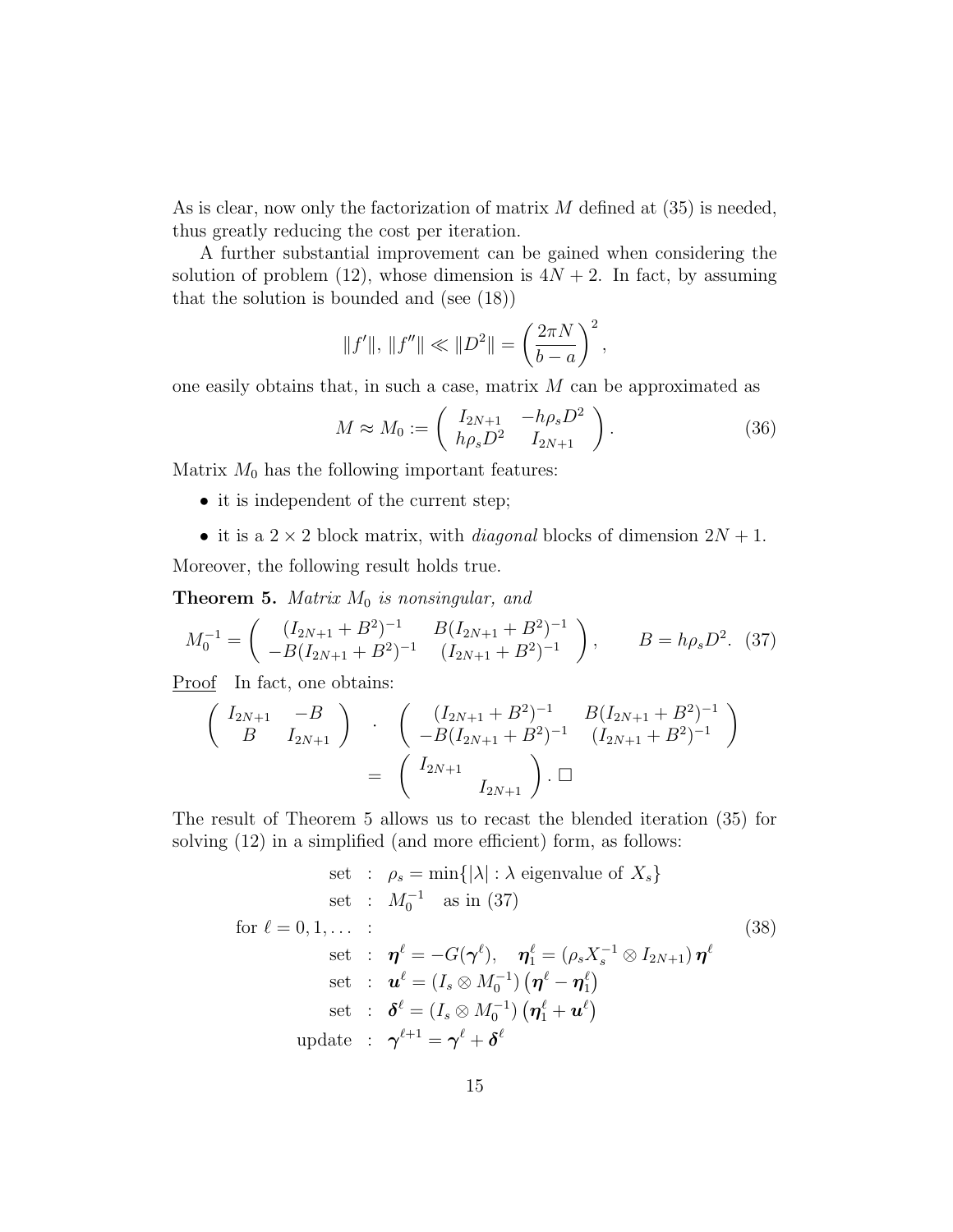As is clear, now only the factorization of matrix $M$ defined at (35) is needed, thus greatly reducing the cost per iteration.

A further substantial improvement can be gained when considering the solution of problem (12), whose dimension is $4N+2$. In fact, by assuming that the solution is bounded and (see (18))

$$\|f'\|,\, \|f''\| \ll \|D^2\| = \left(\frac{2\pi N}{b-a}\right)^2,$$

one easily obtains that, in such a case, matrix $M$ can be approximated as

$$M \approx M_0 := \begin{pmatrix} I_{2N+1} & -h\rho_s D^2 \\ h\rho_s D^2 & I_{2N+1} \end{pmatrix}. \tag{36}$$

Matrix $M_0$ has the following important features:

- it is independent of the current step;
- it is a $2\times 2$ block matrix, with *diagonal* blocks of dimension $2N+1$.

Moreover, the following result holds true.

**Theorem 5.** *Matrix $M_0$ is nonsingular, and*

$$M_0^{-1} = \begin{pmatrix} (I_{2N+1}+B^2)^{-1} & B(I_{2N+1}+B^2)^{-1} \\ -B(I_{2N+1}+B^2)^{-1} & (I_{2N+1}+B^2)^{-1} \end{pmatrix}, \qquad B = h\rho_s D^2. \tag{37}$$

Proof In fact, one obtains:

$$\begin{pmatrix} I_{2N+1} & -B \\ B & I_{2N+1} \end{pmatrix} \cdot \begin{pmatrix} (I_{2N+1}+B^2)^{-1} & B(I_{2N+1}+B^2)^{-1} \\ -B(I_{2N+1}+B^2)^{-1} & (I_{2N+1}+B^2)^{-1} \end{pmatrix} = \begin{pmatrix} I_{2N+1} & \\ & I_{2N+1} \end{pmatrix}. \square$$

The result of Theorem 5 allows us to recast the blended iteration (35) for solving (12) in a simplified (and more efficient) form, as follows:

$$\begin{array}{rl} \text{set} & : \;\; \rho_s = \min\{|\lambda| : \lambda \text{ eigenvalue of } X_s\} \\ \text{set} & : \;\; M_0^{-1} \quad \text{as in (37)} \\ \text{for } \ell = 0,1,\ldots & : \\ \text{set} & : \;\; \boldsymbol{\eta}^\ell = -G(\boldsymbol{\gamma}^\ell), \quad \boldsymbol{\eta}_1^\ell = (\rho_s X_s^{-1} \otimes I_{2N+1})\,\boldsymbol{\eta}^\ell \\ \text{set} & : \;\; \boldsymbol{u}^\ell = (I_s \otimes M_0^{-1})\left(\boldsymbol{\eta}^\ell - \boldsymbol{\eta}_1^\ell\right) \\ \text{set} & : \;\; \boldsymbol{\delta}^\ell = (I_s \otimes M_0^{-1})\left(\boldsymbol{\eta}_1^\ell + \boldsymbol{u}^\ell\right) \\ \text{update} & : \;\; \boldsymbol{\gamma}^{\ell+1} = \boldsymbol{\gamma}^\ell + \boldsymbol{\delta}^\ell \end{array} \tag{38}$$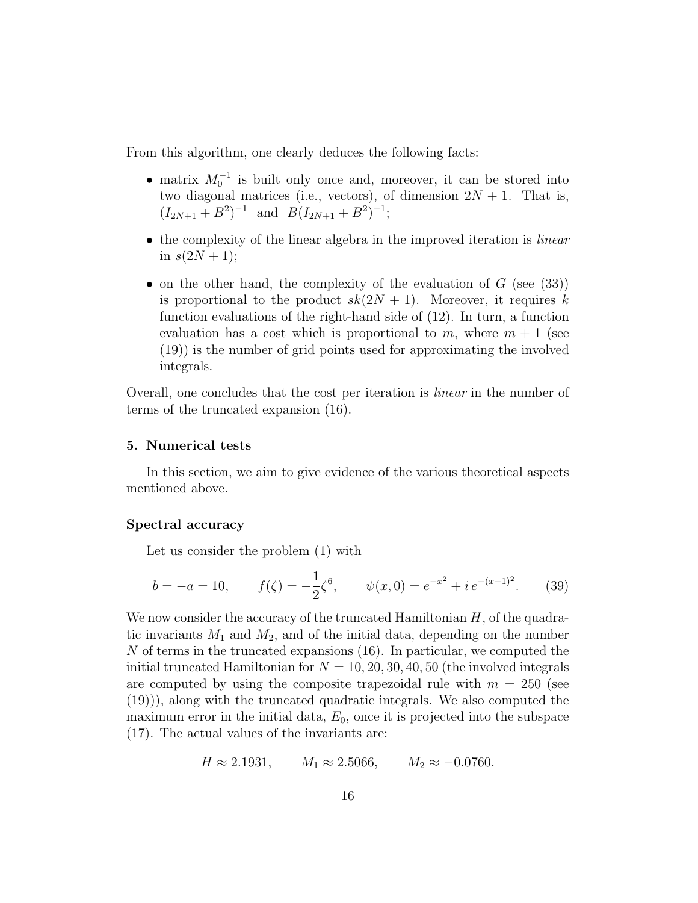From this algorithm, one clearly deduces the following facts:

- matrix $M_0^{-1}$ is built only once and, moreover, it can be stored into two diagonal matrices (i.e., vectors), of dimension $2N+1$. That is, $(I_{2N+1}+B^2)^{-1}$ and $B(I_{2N+1}+B^2)^{-1}$;
- the complexity of the linear algebra in the improved iteration is *linear* in $s(2N+1)$;
- on the other hand, the complexity of the evaluation of $G$ (see (33)) is proportional to the product $sk(2N+1)$. Moreover, it requires $k$ function evaluations of the right-hand side of (12). In turn, a function evaluation has a cost which is proportional to $m$, where $m+1$ (see (19)) is the number of grid points used for approximating the involved integrals.

Overall, one concludes that the cost per iteration is *linear* in the number of terms of the truncated expansion (16).

## 5. Numerical tests

In this section, we aim to give evidence of the various theoretical aspects mentioned above.

### Spectral accuracy

Let us consider the problem (1) with

$$b=-a=10, \qquad f(\zeta)=-\frac{1}{2}\zeta^6, \qquad \psi(x,0)=e^{-x^2}+i\,e^{-(x-1)^2}. \tag{39}$$

We now consider the accuracy of the truncated Hamiltonian $H$, of the quadratic invariants $M_1$ and $M_2$, and of the initial data, depending on the number $N$ of terms in the truncated expansions (16). In particular, we computed the initial truncated Hamiltonian for $N=10,20,30,40,50$ (the involved integrals are computed by using the composite trapezoidal rule with $m=250$ (see (19))), along with the truncated quadratic integrals. We also computed the maximum error in the initial data, $E_0$, once it is projected into the subspace (17). The actual values of the invariants are:

$$H\approx 2.1931, \qquad M_1\approx 2.5066, \qquad M_2\approx -0.0760.$$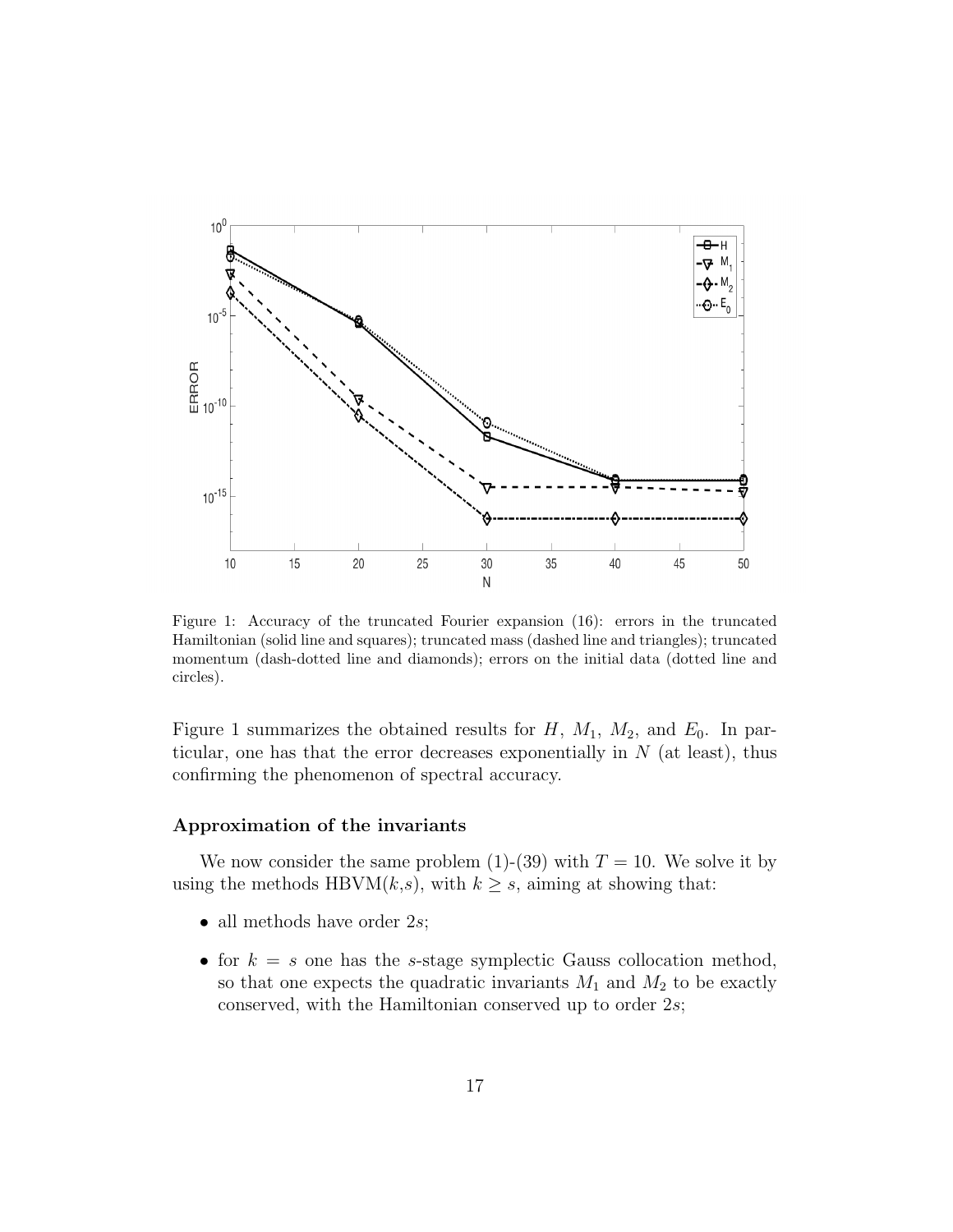Figure 1: Accuracy of the truncated Fourier expansion (16): errors in the truncated Hamiltonian (solid line and squares); truncated mass (dashed line and triangles); truncated momentum (dash-dotted line and diamonds); errors on the initial data (dotted line and circles).

Figure 1 summarizes the obtained results for $H$, $M_1$, $M_2$, and $E_0$. In particular, one has that the error decreases exponentially in $N$ (at least), thus confirming the phenomenon of spectral accuracy.

### Approximation of the invariants

We now consider the same problem (1)-(39) with $T = 10$. We solve it by using the methods HBVM($k$,$s$), with $k \geq s$, aiming at showing that:

- all methods have order $2s$;
- for $k = s$ one has the $s$-stage symplectic Gauss collocation method, so that one expects the quadratic invariants $M_1$ and $M_2$ to be exactly conserved, with the Hamiltonian conserved up to order $2s$;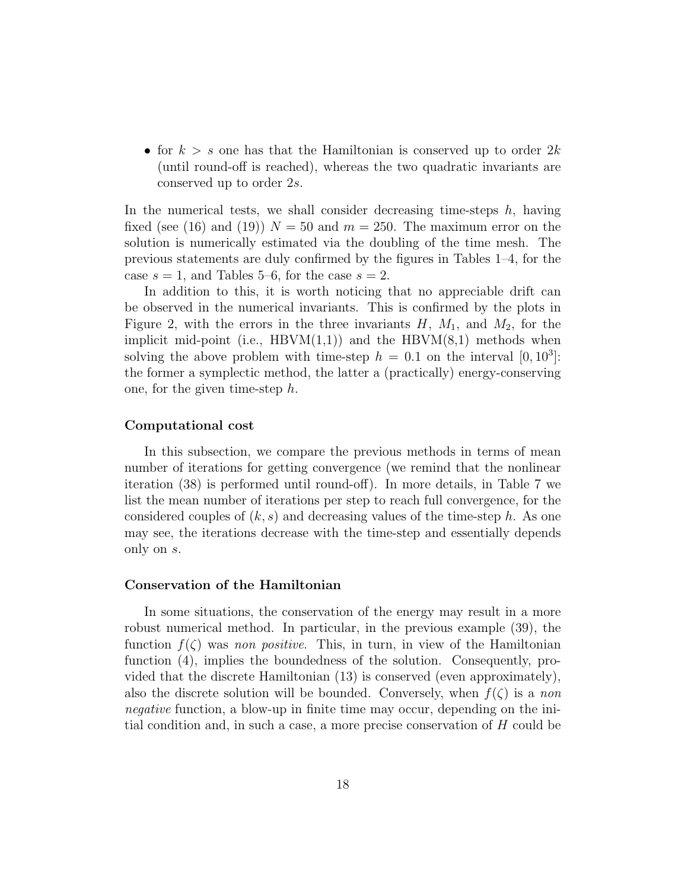- for $k > s$ one has that the Hamiltonian is conserved up to order $2k$ (until round-off is reached), whereas the two quadratic invariants are conserved up to order $2s$.

In the numerical tests, we shall consider decreasing time-steps $h$, having fixed (see (16) and (19)) $N = 50$ and $m = 250$. The maximum error on the solution is numerically estimated via the doubling of the time mesh. The previous statements are duly confirmed by the figures in Tables 1–4, for the case $s = 1$, and Tables 5–6, for the case $s = 2$.

In addition to this, it is worth noticing that no appreciable drift can be observed in the numerical invariants. This is confirmed by the plots in Figure 2, with the errors in the three invariants $H$, $M_1$, and $M_2$, for the implicit mid-point (i.e., HBVM(1,1)) and the HBVM(8,1) methods when solving the above problem with time-step $h = 0.1$ on the interval $[0, 10^3]$: the former a symplectic method, the latter a (practically) energy-conserving one, for the given time-step $h$.

#### Computational cost

In this subsection, we compare the previous methods in terms of mean number of iterations for getting convergence (we remind that the nonlinear iteration (38) is performed until round-off). In more details, in Table 7 we list the mean number of iterations per step to reach full convergence, for the considered couples of $(k, s)$ and decreasing values of the time-step $h$. As one may see, the iterations decrease with the time-step and essentially depends only on $s$.

#### Conservation of the Hamiltonian

In some situations, the conservation of the energy may result in a more robust numerical method. In particular, in the previous example (39), the function $f(\zeta)$ was *non positive*. This, in turn, in view of the Hamiltonian function (4), implies the boundedness of the solution. Consequently, provided that the discrete Hamiltonian (13) is conserved (even approximately), also the discrete solution will be bounded. Conversely, when $f(\zeta)$ is a *non negative* function, a blow-up in finite time may occur, depending on the initial condition and, in such a case, a more precise conservation of $H$ could be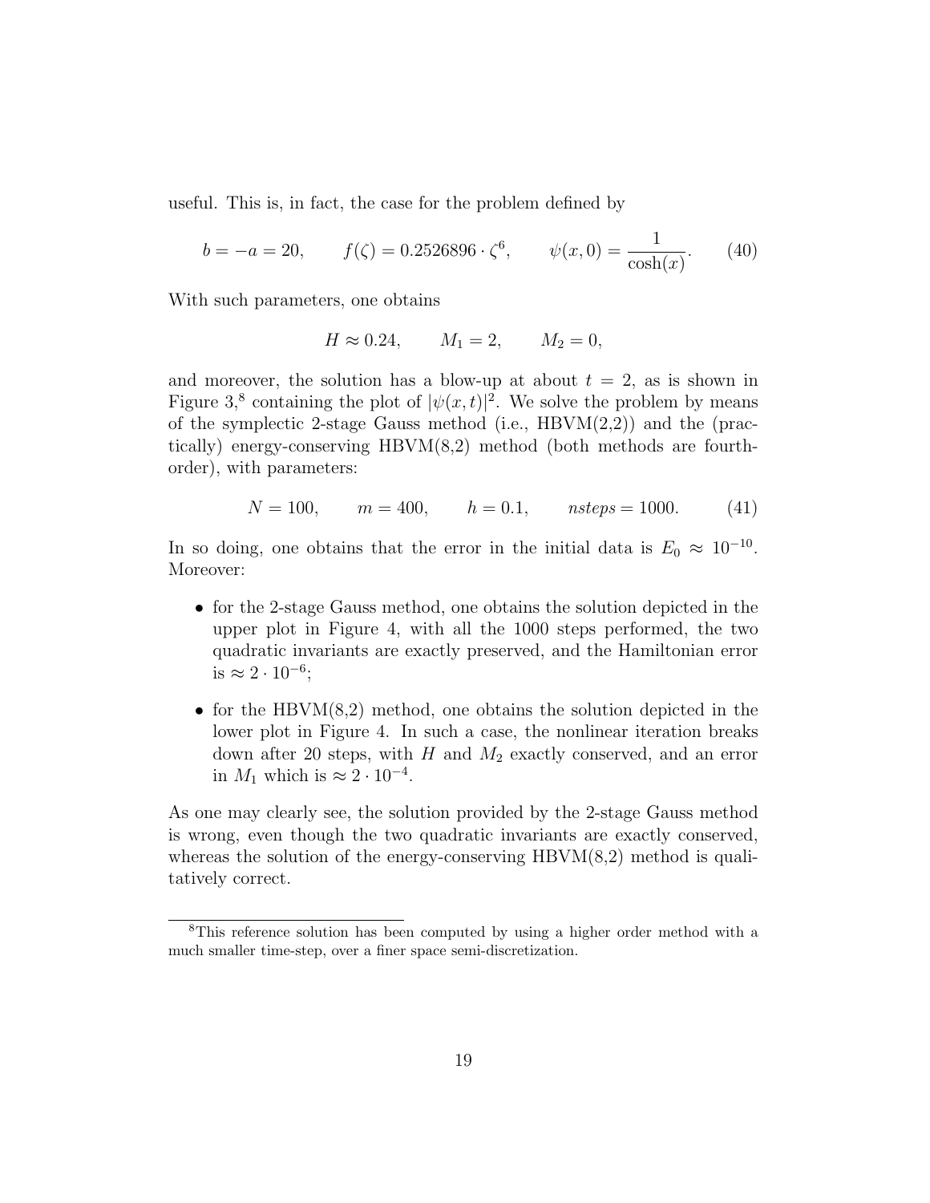useful. This is, in fact, the case for the problem defined by

$$b = -a = 20, \qquad f(\zeta) = 0.2526896 \cdot \zeta^6, \qquad \psi(x,0) = \frac{1}{\cosh(x)}. \tag{40}$$

With such parameters, one obtains

$$H \approx 0.24, \qquad M_1 = 2, \qquad M_2 = 0,$$

and moreover, the solution has a blow-up at about $t = 2$, as is shown in Figure 3,[8] containing the plot of $|\psi(x,t)|^2$. We solve the problem by means of the symplectic 2-stage Gauss method (i.e., HBVM(2,2)) and the (practically) energy-conserving HBVM(8,2) method (both methods are fourth-order), with parameters:

$$N = 100, \qquad m = 400, \qquad h = 0.1, \qquad nsteps = 1000. \tag{41}$$

In so doing, one obtains that the error in the initial data is $E_0 \approx 10^{-10}$. Moreover:

- for the 2-stage Gauss method, one obtains the solution depicted in the upper plot in Figure 4, with all the 1000 steps performed, the two quadratic invariants are exactly preserved, and the Hamiltonian error is $\approx 2 \cdot 10^{-6}$;
- for the HBVM(8,2) method, one obtains the solution depicted in the lower plot in Figure 4. In such a case, the nonlinear iteration breaks down after 20 steps, with $H$ and $M_2$ exactly conserved, and an error in $M_1$ which is $\approx 2 \cdot 10^{-4}$.

As one may clearly see, the solution provided by the 2-stage Gauss method is wrong, even though the two quadratic invariants are exactly conserved, whereas the solution of the energy-conserving HBVM(8,2) method is qualitatively correct.

[8] This reference solution has been computed by using a higher order method with a much smaller time-step, over a finer space semi-discretization.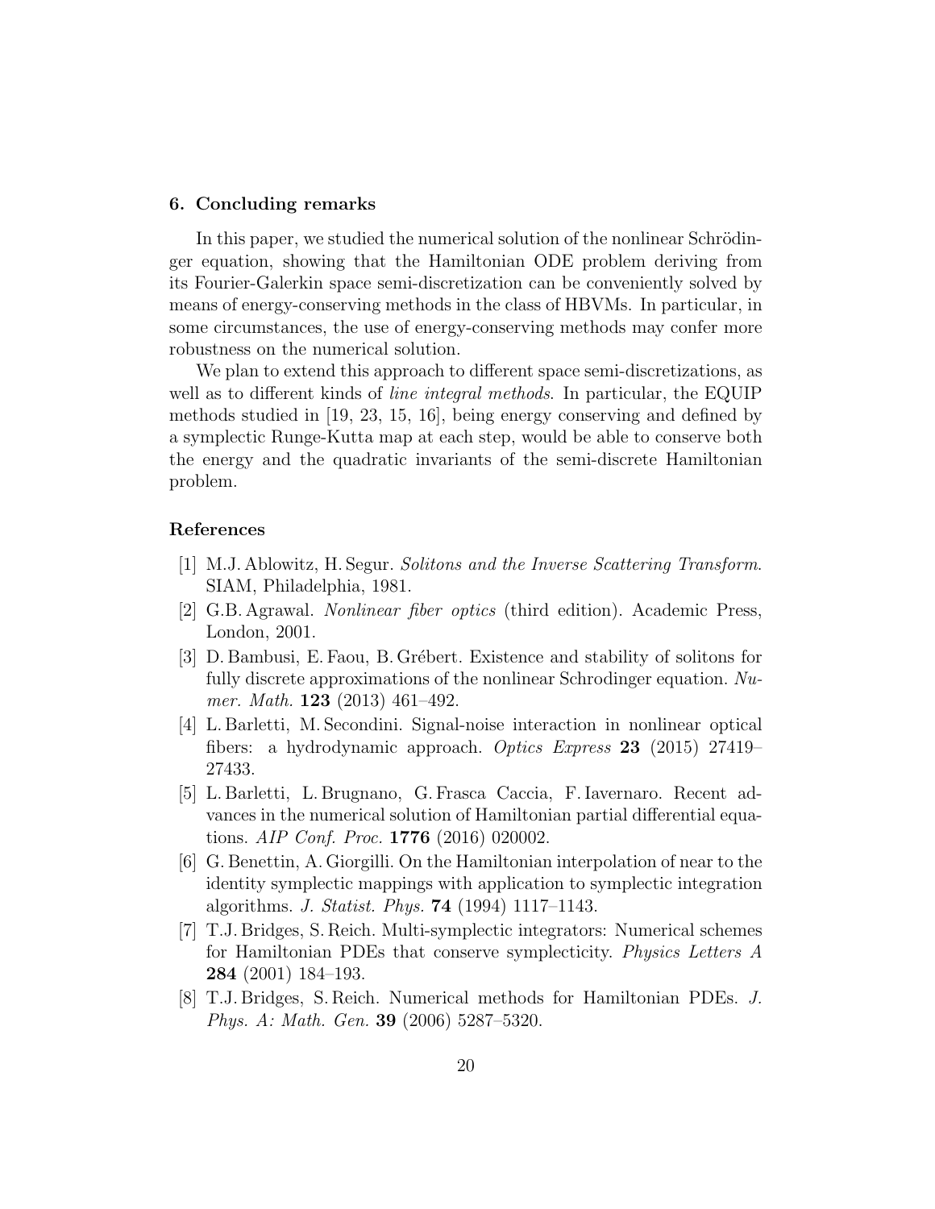## 6. Concluding remarks

In this paper, we studied the numerical solution of the nonlinear Schrödinger equation, showing that the Hamiltonian ODE problem deriving from its Fourier-Galerkin space semi-discretization can be conveniently solved by means of energy-conserving methods in the class of HBVMs. In particular, in some circumstances, the use of energy-conserving methods may confer more robustness on the numerical solution.

We plan to extend this approach to different space semi-discretizations, as well as to different kinds of *line integral methods*. In particular, the EQUIP methods studied in [19, 23, 15, 16], being energy conserving and defined by a symplectic Runge-Kutta map at each step, would be able to conserve both the energy and the quadratic invariants of the semi-discrete Hamiltonian problem.

## References

[1] M.J. Ablowitz, H. Segur. *Solitons and the Inverse Scattering Transform*. SIAM, Philadelphia, 1981.

[2] G.B. Agrawal. *Nonlinear fiber optics* (third edition). Academic Press, London, 2001.

[3] D. Bambusi, E. Faou, B. Grébert. Existence and stability of solitons for fully discrete approximations of the nonlinear Schrodinger equation. *Numer. Math.* **123** (2013) 461–492.

[4] L. Barletti, M. Secondini. Signal-noise interaction in nonlinear optical fibers: a hydrodynamic approach. *Optics Express* **23** (2015) 27419–27433.

[5] L. Barletti, L. Brugnano, G. Frasca Caccia, F. Iavernaro. Recent advances in the numerical solution of Hamiltonian partial differential equations. *AIP Conf. Proc.* **1776** (2016) 020002.

[6] G. Benettin, A. Giorgilli. On the Hamiltonian interpolation of near to the identity symplectic mappings with application to symplectic integration algorithms. *J. Statist. Phys.* **74** (1994) 1117–1143.

[7] T.J. Bridges, S. Reich. Multi-symplectic integrators: Numerical schemes for Hamiltonian PDEs that conserve symplecticity. *Physics Letters A* **284** (2001) 184–193.

[8] T.J. Bridges, S. Reich. Numerical methods for Hamiltonian PDEs. *J. Phys. A: Math. Gen.* **39** (2006) 5287–5320.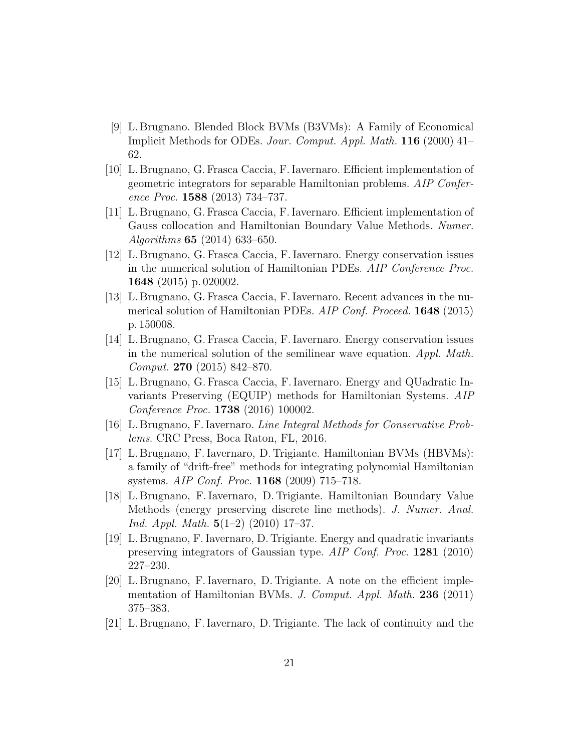[9] L. Brugnano. Blended Block BVMs (B3VMs): A Family of Economical Implicit Methods for ODEs. *Jour. Comput. Appl. Math.* **116** (2000) 41–62.

[10] L. Brugnano, G. Frasca Caccia, F. Iavernaro. Efficient implementation of geometric integrators for separable Hamiltonian problems. *AIP Conference Proc.* **1588** (2013) 734–737.

[11] L. Brugnano, G. Frasca Caccia, F. Iavernaro. Efficient implementation of Gauss collocation and Hamiltonian Boundary Value Methods. *Numer. Algorithms* **65** (2014) 633–650.

[12] L. Brugnano, G. Frasca Caccia, F. Iavernaro. Energy conservation issues in the numerical solution of Hamiltonian PDEs. *AIP Conference Proc.* **1648** (2015) p. 020002.

[13] L. Brugnano, G. Frasca Caccia, F. Iavernaro. Recent advances in the numerical solution of Hamiltonian PDEs. *AIP Conf. Proceed.* **1648** (2015) p. 150008.

[14] L. Brugnano, G. Frasca Caccia, F. Iavernaro. Energy conservation issues in the numerical solution of the semilinear wave equation. *Appl. Math. Comput.* **270** (2015) 842–870.

[15] L. Brugnano, G. Frasca Caccia, F. Iavernaro. Energy and QUadratic Invariants Preserving (EQUIP) methods for Hamiltonian Systems. *AIP Conference Proc.* **1738** (2016) 100002.

[16] L. Brugnano, F. Iavernaro. *Line Integral Methods for Conservative Problems.* CRC Press, Boca Raton, FL, 2016.

[17] L. Brugnano, F. Iavernaro, D. Trigiante. Hamiltonian BVMs (HBVMs): a family of "drift-free" methods for integrating polynomial Hamiltonian systems. *AIP Conf. Proc.* **1168** (2009) 715–718.

[18] L. Brugnano, F. Iavernaro, D. Trigiante. Hamiltonian Boundary Value Methods (energy preserving discrete line methods). *J. Numer. Anal. Ind. Appl. Math.* **5**(1–2) (2010) 17–37.

[19] L. Brugnano, F. Iavernaro, D. Trigiante. Energy and quadratic invariants preserving integrators of Gaussian type. *AIP Conf. Proc.* **1281** (2010) 227–230.

[20] L. Brugnano, F. Iavernaro, D. Trigiante. A note on the efficient implementation of Hamiltonian BVMs. *J. Comput. Appl. Math.* **236** (2011) 375–383.

[21] L. Brugnano, F. Iavernaro, D. Trigiante. The lack of continuity and the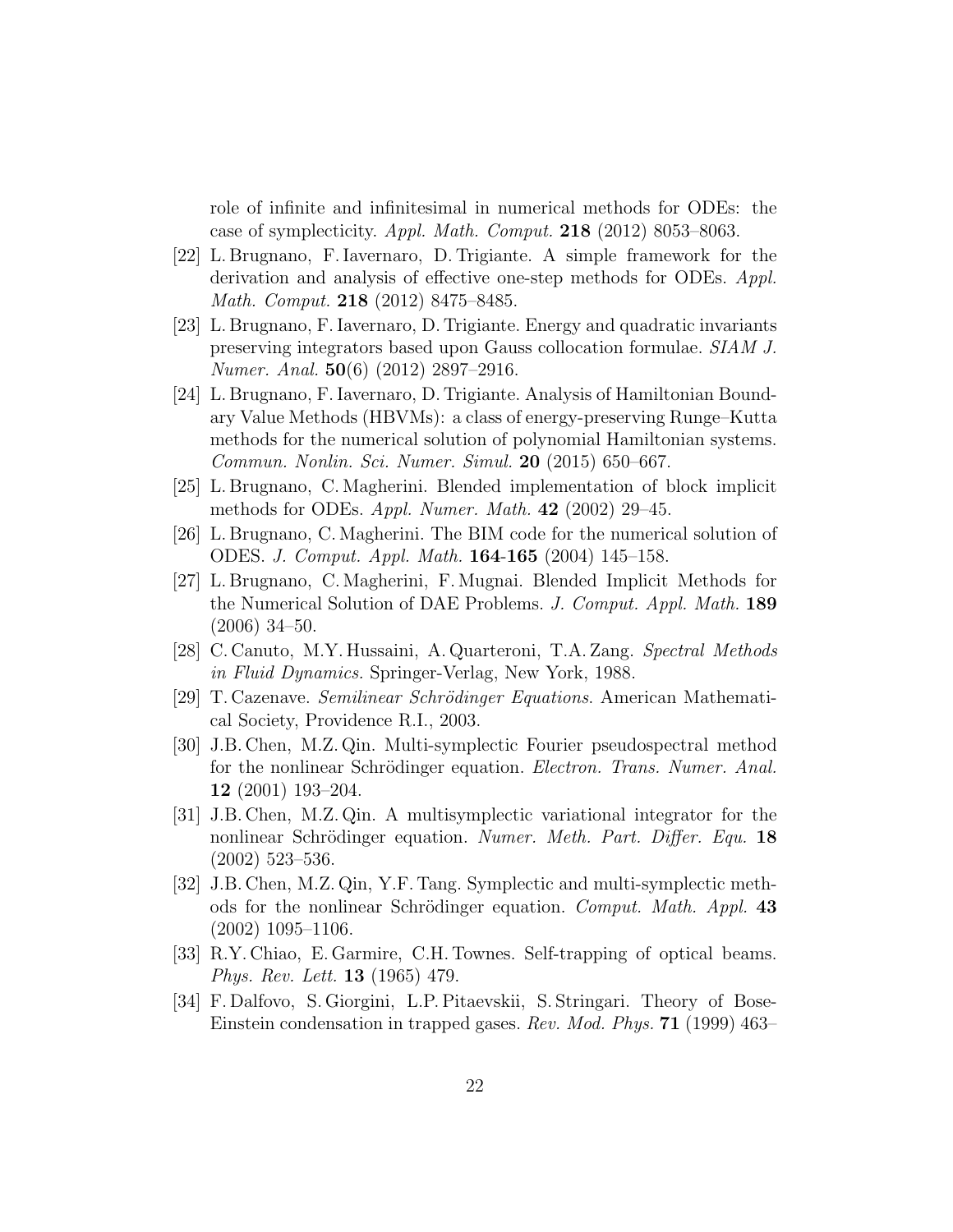role of infinite and infinitesimal in numerical methods for ODEs: the case of symplecticity. *Appl. Math. Comput.* **218** (2012) 8053–8063.

[22] L. Brugnano, F. Iavernaro, D. Trigiante. A simple framework for the derivation and analysis of effective one-step methods for ODEs. *Appl. Math. Comput.* **218** (2012) 8475–8485.

[23] L. Brugnano, F. Iavernaro, D. Trigiante. Energy and quadratic invariants preserving integrators based upon Gauss collocation formulae. *SIAM J. Numer. Anal.* **50**(6) (2012) 2897–2916.

[24] L. Brugnano, F. Iavernaro, D. Trigiante. Analysis of Hamiltonian Boundary Value Methods (HBVMs): a class of energy-preserving Runge–Kutta methods for the numerical solution of polynomial Hamiltonian systems. *Commun. Nonlin. Sci. Numer. Simul.* **20** (2015) 650–667.

[25] L. Brugnano, C. Magherini. Blended implementation of block implicit methods for ODEs. *Appl. Numer. Math.* **42** (2002) 29–45.

[26] L. Brugnano, C. Magherini. The BIM code for the numerical solution of ODES. *J. Comput. Appl. Math.* **164-165** (2004) 145–158.

[27] L. Brugnano, C. Magherini, F. Mugnai. Blended Implicit Methods for the Numerical Solution of DAE Problems. *J. Comput. Appl. Math.* **189** (2006) 34–50.

[28] C. Canuto, M.Y. Hussaini, A. Quarteroni, T.A. Zang. *Spectral Methods in Fluid Dynamics.* Springer-Verlag, New York, 1988.

[29] T. Cazenave. *Semilinear Schrödinger Equations*. American Mathematical Society, Providence R.I., 2003.

[30] J.B. Chen, M.Z. Qin. Multi-symplectic Fourier pseudospectral method for the nonlinear Schrödinger equation. *Electron. Trans. Numer. Anal.* **12** (2001) 193–204.

[31] J.B. Chen, M.Z. Qin. A multisymplectic variational integrator for the nonlinear Schrödinger equation. *Numer. Meth. Part. Differ. Equ.* **18** (2002) 523–536.

[32] J.B. Chen, M.Z. Qin, Y.F. Tang. Symplectic and multi-symplectic methods for the nonlinear Schrödinger equation. *Comput. Math. Appl.* **43** (2002) 1095–1106.

[33] R.Y. Chiao, E. Garmire, C.H. Townes. Self-trapping of optical beams. *Phys. Rev. Lett.* **13** (1965) 479.

[34] F. Dalfovo, S. Giorgini, L.P. Pitaevskii, S. Stringari. Theory of Bose-Einstein condensation in trapped gases. *Rev. Mod. Phys.* **71** (1999) 463–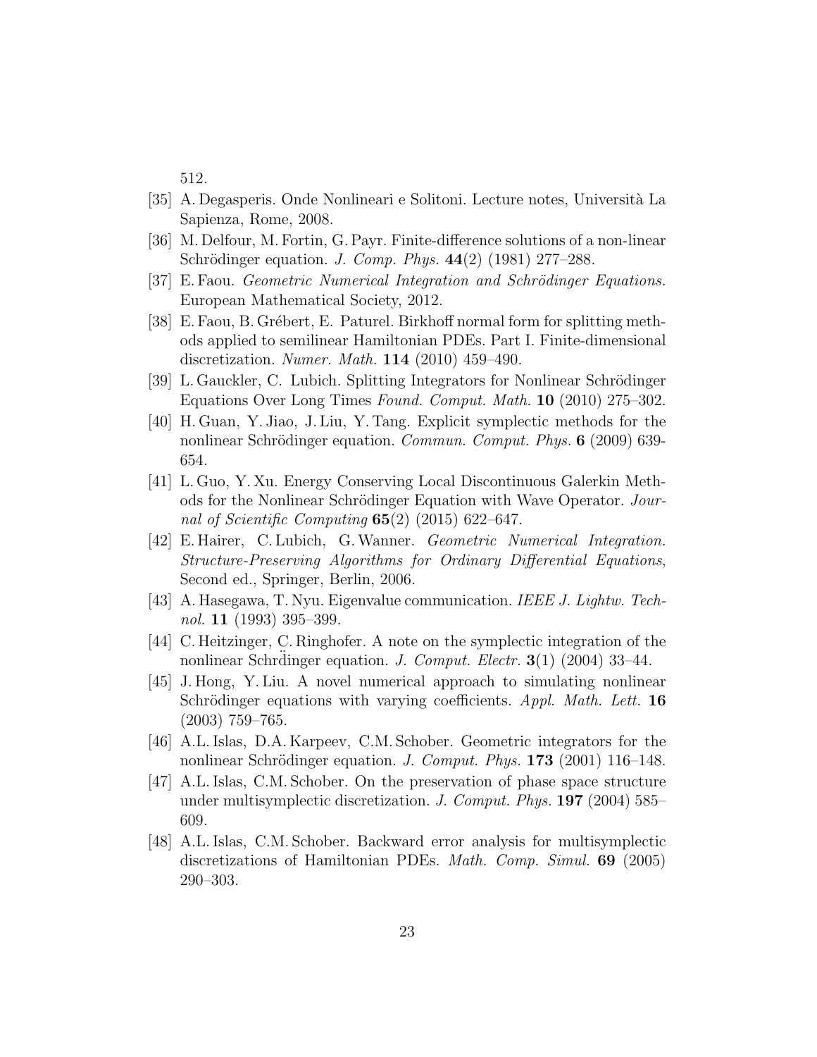512.

[35] A. Degasperis. Onde Nonlineari e Solitoni. Lecture notes, Università La Sapienza, Rome, 2008.

[36] M. Delfour, M. Fortin, G. Payr. Finite-difference solutions of a non-linear Schrödinger equation. *J. Comp. Phys.* **44**(2) (1981) 277–288.

[37] E. Faou. *Geometric Numerical Integration and Schrödinger Equations.* European Mathematical Society, 2012.

[38] E. Faou, B. Grébert, E. Paturel. Birkhoff normal form for splitting methods applied to semilinear Hamiltonian PDEs. Part I. Finite-dimensional discretization. *Numer. Math.* **114** (2010) 459–490.

[39] L. Gauckler, C. Lubich. Splitting Integrators for Nonlinear Schrödinger Equations Over Long Times *Found. Comput. Math.* **10** (2010) 275–302.

[40] H. Guan, Y. Jiao, J. Liu, Y. Tang. Explicit symplectic methods for the nonlinear Schrödinger equation. *Commun. Comput. Phys.* **6** (2009) 639-654.

[41] L. Guo, Y. Xu. Energy Conserving Local Discontinuous Galerkin Methods for the Nonlinear Schrödinger Equation with Wave Operator. *Journal of Scientific Computing* **65**(2) (2015) 622–647.

[42] E. Hairer, C. Lubich, G. Wanner. *Geometric Numerical Integration. Structure-Preserving Algorithms for Ordinary Differential Equations*, Second ed., Springer, Berlin, 2006.

[43] A. Hasegawa, T. Nyu. Eigenvalue communication. *IEEE J. Lightw. Technol.* **11** (1993) 395–399.

[44] C. Heitzinger, C. Ringhofer. A note on the symplectic integration of the nonlinear Schrd̈inger equation. *J. Comput. Electr.* **3**(1) (2004) 33–44.

[45] J. Hong, Y. Liu. A novel numerical approach to simulating nonlinear Schrödinger equations with varying coefficients. *Appl. Math. Lett.* **16** (2003) 759–765.

[46] A.L. Islas, D.A. Karpeev, C.M. Schober. Geometric integrators for the nonlinear Schrödinger equation. *J. Comput. Phys.* **173** (2001) 116–148.

[47] A.L. Islas, C.M. Schober. On the preservation of phase space structure under multisymplectic discretization. *J. Comput. Phys.* **197** (2004) 585–609.

[48] A.L. Islas, C.M. Schober. Backward error analysis for multisymplectic discretizations of Hamiltonian PDEs. *Math. Comp. Simul.* **69** (2005) 290–303.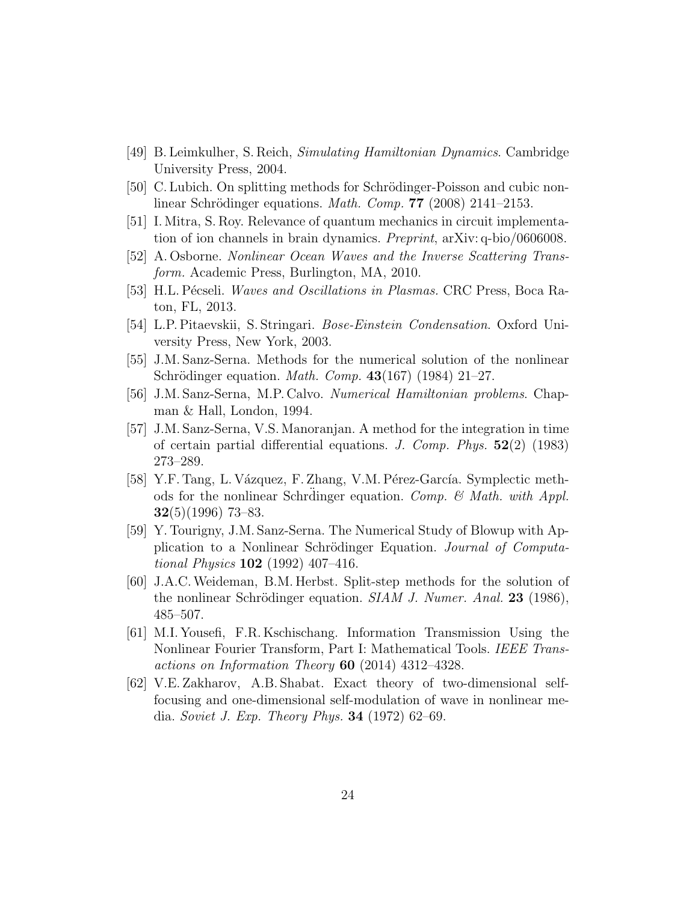[49] B. Leimkulher, S. Reich, *Simulating Hamiltonian Dynamics*. Cambridge University Press, 2004.

[50] C. Lubich. On splitting methods for Schrödinger-Poisson and cubic nonlinear Schrödinger equations. *Math. Comp.* **77** (2008) 2141–2153.

[51] I. Mitra, S. Roy. Relevance of quantum mechanics in circuit implementation of ion channels in brain dynamics. *Preprint*, arXiv: q-bio/0606008.

[52] A. Osborne. *Nonlinear Ocean Waves and the Inverse Scattering Transform.* Academic Press, Burlington, MA, 2010.

[53] H.L. Pécseli. *Waves and Oscillations in Plasmas.* CRC Press, Boca Raton, FL, 2013.

[54] L.P. Pitaevskii, S. Stringari. *Bose-Einstein Condensation*. Oxford University Press, New York, 2003.

[55] J.M. Sanz-Serna. Methods for the numerical solution of the nonlinear Schrödinger equation. *Math. Comp.* **43**(167) (1984) 21–27.

[56] J.M. Sanz-Serna, M.P. Calvo. *Numerical Hamiltonian problems*. Chapman & Hall, London, 1994.

[57] J.M. Sanz-Serna, V.S. Manoranjan. A method for the integration in time of certain partial differential equations. *J. Comp. Phys.* **52**(2) (1983) 273–289.

[58] Y.F. Tang, L. Vázquez, F. Zhang, V.M. Pérez-García. Symplectic methods for the nonlinear Schrd̈inger equation. *Comp. & Math. with Appl.* **32**(5)(1996) 73–83.

[59] Y. Tourigny, J.M. Sanz-Serna. The Numerical Study of Blowup with Application to a Nonlinear Schrödinger Equation. *Journal of Computational Physics* **102** (1992) 407–416.

[60] J.A.C. Weideman, B.M. Herbst. Split-step methods for the solution of the nonlinear Schrödinger equation. *SIAM J. Numer. Anal.* **23** (1986), 485–507.

[61] M.I. Yousefi, F.R. Kschischang. Information Transmission Using the Nonlinear Fourier Transform, Part I: Mathematical Tools. *IEEE Transactions on Information Theory* **60** (2014) 4312–4328.

[62] V.E. Zakharov, A.B. Shabat. Exact theory of two-dimensional self-focusing and one-dimensional self-modulation of wave in nonlinear media. *Soviet J. Exp. Theory Phys.* **34** (1972) 62–69.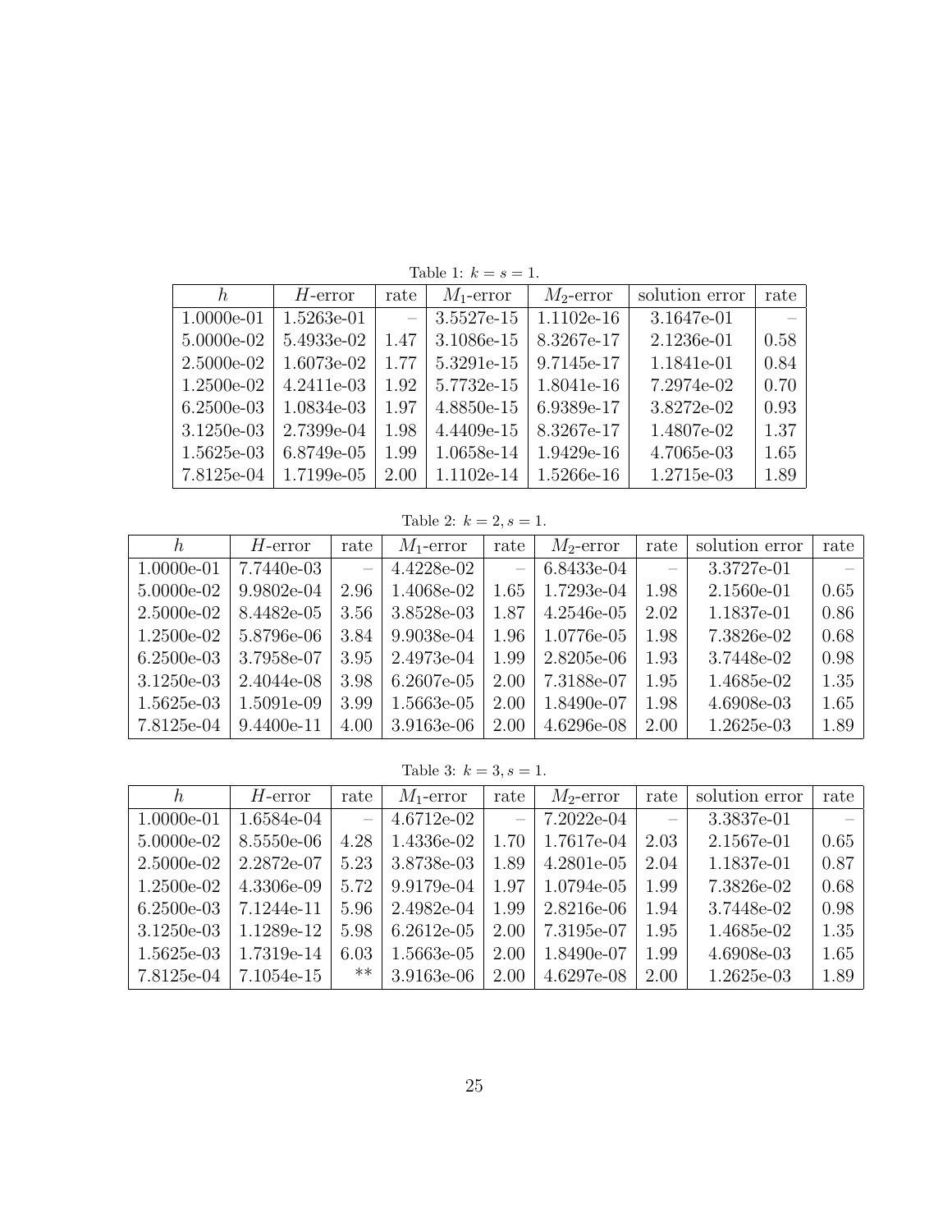Table 1: $k = s = 1$.

| $h$ | $H$-error | rate | $M_1$-error | $M_2$-error | solution error | rate |
|---|---|---|---|---|---|---|
| 1.0000e-01 | 1.5263e-01 | – | 3.5527e-15 | 1.1102e-16 | 3.1647e-01 | – |
| 5.0000e-02 | 5.4933e-02 | 1.47 | 3.1086e-15 | 8.3267e-17 | 2.1236e-01 | 0.58 |
| 2.5000e-02 | 1.6073e-02 | 1.77 | 5.3291e-15 | 9.7145e-17 | 1.1841e-01 | 0.84 |
| 1.2500e-02 | 4.2411e-03 | 1.92 | 5.7732e-15 | 1.8041e-16 | 7.2974e-02 | 0.70 |
| 6.2500e-03 | 1.0834e-03 | 1.97 | 4.8850e-15 | 6.9389e-17 | 3.8272e-02 | 0.93 |
| 3.1250e-03 | 2.7399e-04 | 1.98 | 4.4409e-15 | 8.3267e-17 | 1.4807e-02 | 1.37 |
| 1.5625e-03 | 6.8749e-05 | 1.99 | 1.0658e-14 | 1.9429e-16 | 4.7065e-03 | 1.65 |
| 7.8125e-04 | 1.7199e-05 | 2.00 | 1.1102e-14 | 1.5266e-16 | 1.2715e-03 | 1.89 |

Table 2: $k = 2, s = 1$.

| $h$ | $H$-error | rate | $M_1$-error | rate | $M_2$-error | rate | solution error | rate |
|---|---|---|---|---|---|---|---|---|
| 1.0000e-01 | 7.7440e-03 | – | 4.4228e-02 | – | 6.8433e-04 | – | 3.3727e-01 | – |
| 5.0000e-02 | 9.9802e-04 | 2.96 | 1.4068e-02 | 1.65 | 1.7293e-04 | 1.98 | 2.1560e-01 | 0.65 |
| 2.5000e-02 | 8.4482e-05 | 3.56 | 3.8528e-03 | 1.87 | 4.2546e-05 | 2.02 | 1.1837e-01 | 0.86 |
| 1.2500e-02 | 5.8796e-06 | 3.84 | 9.9038e-04 | 1.96 | 1.0776e-05 | 1.98 | 7.3826e-02 | 0.68 |
| 6.2500e-03 | 3.7958e-07 | 3.95 | 2.4973e-04 | 1.99 | 2.8205e-06 | 1.93 | 3.7448e-02 | 0.98 |
| 3.1250e-03 | 2.4044e-08 | 3.98 | 6.2607e-05 | 2.00 | 7.3188e-07 | 1.95 | 1.4685e-02 | 1.35 |
| 1.5625e-03 | 1.5091e-09 | 3.99 | 1.5663e-05 | 2.00 | 1.8490e-07 | 1.98 | 4.6908e-03 | 1.65 |
| 7.8125e-04 | 9.4400e-11 | 4.00 | 3.9163e-06 | 2.00 | 4.6296e-08 | 2.00 | 1.2625e-03 | 1.89 |

Table 3: $k = 3, s = 1$.

| $h$ | $H$-error | rate | $M_1$-error | rate | $M_2$-error | rate | solution error | rate |
|---|---|---|---|---|---|---|---|---|
| 1.0000e-01 | 1.6584e-04 | – | 4.6712e-02 | – | 7.2022e-04 | – | 3.3837e-01 | – |
| 5.0000e-02 | 8.5550e-06 | 4.28 | 1.4336e-02 | 1.70 | 1.7617e-04 | 2.03 | 2.1567e-01 | 0.65 |
| 2.5000e-02 | 2.2872e-07 | 5.23 | 3.8738e-03 | 1.89 | 4.2801e-05 | 2.04 | 1.1837e-01 | 0.87 |
| 1.2500e-02 | 4.3306e-09 | 5.72 | 9.9179e-04 | 1.97 | 1.0794e-05 | 1.99 | 7.3826e-02 | 0.68 |
| 6.2500e-03 | 7.1244e-11 | 5.96 | 2.4982e-04 | 1.99 | 2.8216e-06 | 1.94 | 3.7448e-02 | 0.98 |
| 3.1250e-03 | 1.1289e-12 | 5.98 | 6.2612e-05 | 2.00 | 7.3195e-07 | 1.95 | 1.4685e-02 | 1.35 |
| 1.5625e-03 | 1.7319e-14 | 6.03 | 1.5663e-05 | 2.00 | 1.8490e-07 | 1.99 | 4.6908e-03 | 1.65 |
| 7.8125e-04 | 7.1054e-15 | ** | 3.9163e-06 | 2.00 | 4.6297e-08 | 2.00 | 1.2625e-03 | 1.89 |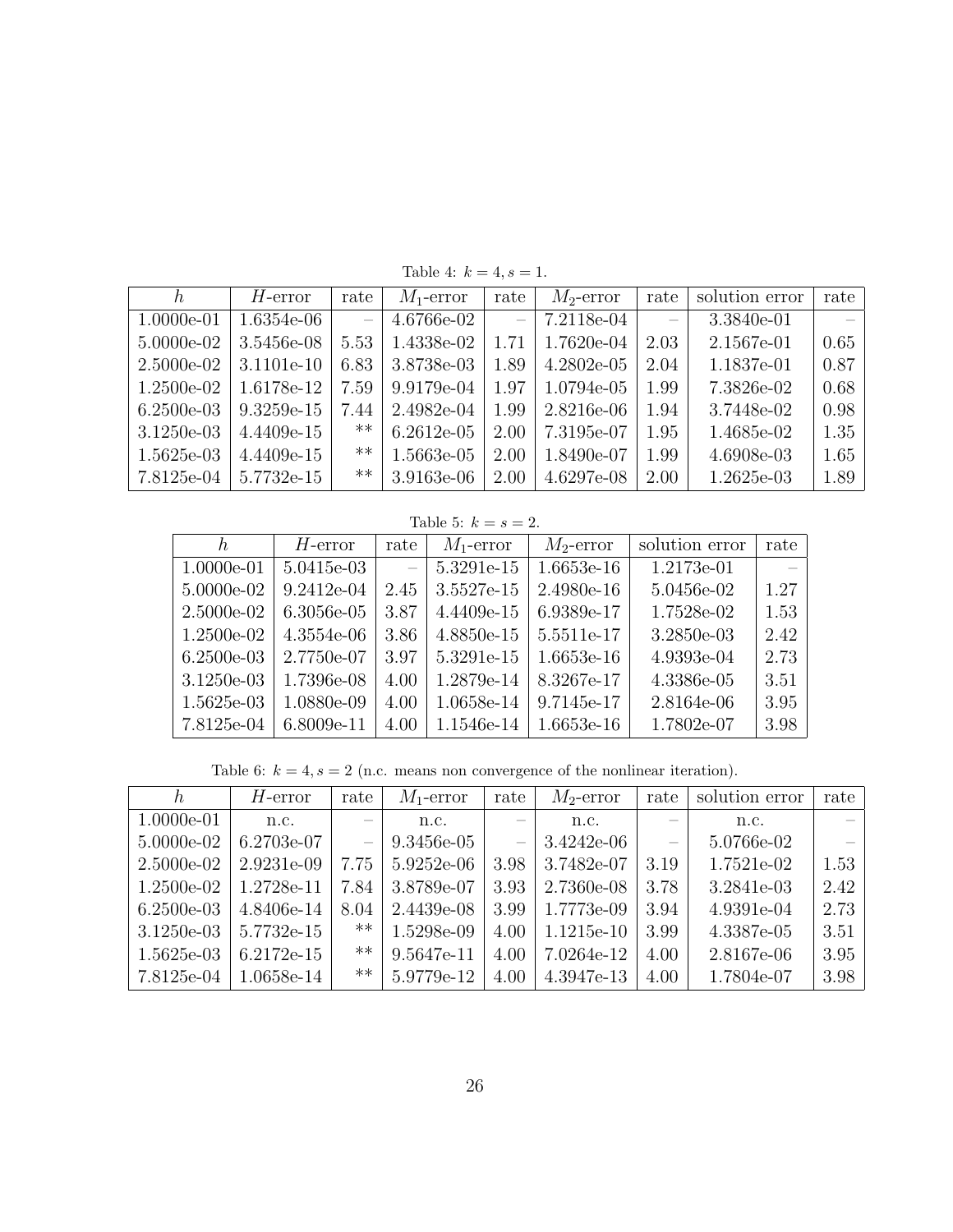Table 4: $k = 4, s = 1$.

| $h$ | $H$-error | rate | $M_1$-error | rate | $M_2$-error | rate | solution error | rate |
|---|---|---|---|---|---|---|---|---|
| 1.0000e-01 | 1.6354e-06 | – | 4.6766e-02 | – | 7.2118e-04 | – | 3.3840e-01 | – |
| 5.0000e-02 | 3.5456e-08 | 5.53 | 1.4338e-02 | 1.71 | 1.7620e-04 | 2.03 | 2.1567e-01 | 0.65 |
| 2.5000e-02 | 3.1101e-10 | 6.83 | 3.8738e-03 | 1.89 | 4.2802e-05 | 2.04 | 1.1837e-01 | 0.87 |
| 1.2500e-02 | 1.6178e-12 | 7.59 | 9.9179e-04 | 1.97 | 1.0794e-05 | 1.99 | 7.3826e-02 | 0.68 |
| 6.2500e-03 | 9.3259e-15 | 7.44 | 2.4982e-04 | 1.99 | 2.8216e-06 | 1.94 | 3.7448e-02 | 0.98 |
| 3.1250e-03 | 4.4409e-15 | ** | 6.2612e-05 | 2.00 | 7.3195e-07 | 1.95 | 1.4685e-02 | 1.35 |
| 1.5625e-03 | 4.4409e-15 | ** | 1.5663e-05 | 2.00 | 1.8490e-07 | 1.99 | 4.6908e-03 | 1.65 |
| 7.8125e-04 | 5.7732e-15 | ** | 3.9163e-06 | 2.00 | 4.6297e-08 | 2.00 | 1.2625e-03 | 1.89 |

Table 5: $k = s = 2$.

| $h$ | $H$-error | rate | $M_1$-error | $M_2$-error | solution error | rate |
|---|---|---|---|---|---|---|
| 1.0000e-01 | 5.0415e-03 | – | 5.3291e-15 | 1.6653e-16 | 1.2173e-01 | – |
| 5.0000e-02 | 9.2412e-04 | 2.45 | 3.5527e-15 | 2.4980e-16 | 5.0456e-02 | 1.27 |
| 2.5000e-02 | 6.3056e-05 | 3.87 | 4.4409e-15 | 6.9389e-17 | 1.7528e-02 | 1.53 |
| 1.2500e-02 | 4.3554e-06 | 3.86 | 4.8850e-15 | 5.5511e-17 | 3.2850e-03 | 2.42 |
| 6.2500e-03 | 2.7750e-07 | 3.97 | 5.3291e-15 | 1.6653e-16 | 4.9393e-04 | 2.73 |
| 3.1250e-03 | 1.7396e-08 | 4.00 | 1.2879e-14 | 8.3267e-17 | 4.3386e-05 | 3.51 |
| 1.5625e-03 | 1.0880e-09 | 4.00 | 1.0658e-14 | 9.7145e-17 | 2.8164e-06 | 3.95 |
| 7.8125e-04 | 6.8009e-11 | 4.00 | 1.1546e-14 | 1.6653e-16 | 1.7802e-07 | 3.98 |

Table 6: $k = 4, s = 2$ (n.c. means non convergence of the nonlinear iteration).

| $h$ | $H$-error | rate | $M_1$-error | rate | $M_2$-error | rate | solution error | rate |
|---|---|---|---|---|---|---|---|---|
| 1.0000e-01 | n.c. | – | n.c. | – | n.c. | – | n.c. | – |
| 5.0000e-02 | 6.2703e-07 | – | 9.3456e-05 | – | 3.4242e-06 | – | 5.0766e-02 | – |
| 2.5000e-02 | 2.9231e-09 | 7.75 | 5.9252e-06 | 3.98 | 3.7482e-07 | 3.19 | 1.7521e-02 | 1.53 |
| 1.2500e-02 | 1.2728e-11 | 7.84 | 3.8789e-07 | 3.93 | 2.7360e-08 | 3.78 | 3.2841e-03 | 2.42 |
| 6.2500e-03 | 4.8406e-14 | 8.04 | 2.4439e-08 | 3.99 | 1.7773e-09 | 3.94 | 4.9391e-04 | 2.73 |
| 3.1250e-03 | 5.7732e-15 | ** | 1.5298e-09 | 4.00 | 1.1215e-10 | 3.99 | 4.3387e-05 | 3.51 |
| 1.5625e-03 | 6.2172e-15 | ** | 9.5647e-11 | 4.00 | 7.0264e-12 | 4.00 | 2.8167e-06 | 3.95 |
| 7.8125e-04 | 1.0658e-14 | ** | 5.9779e-12 | 4.00 | 4.3947e-13 | 4.00 | 1.7804e-07 | 3.98 |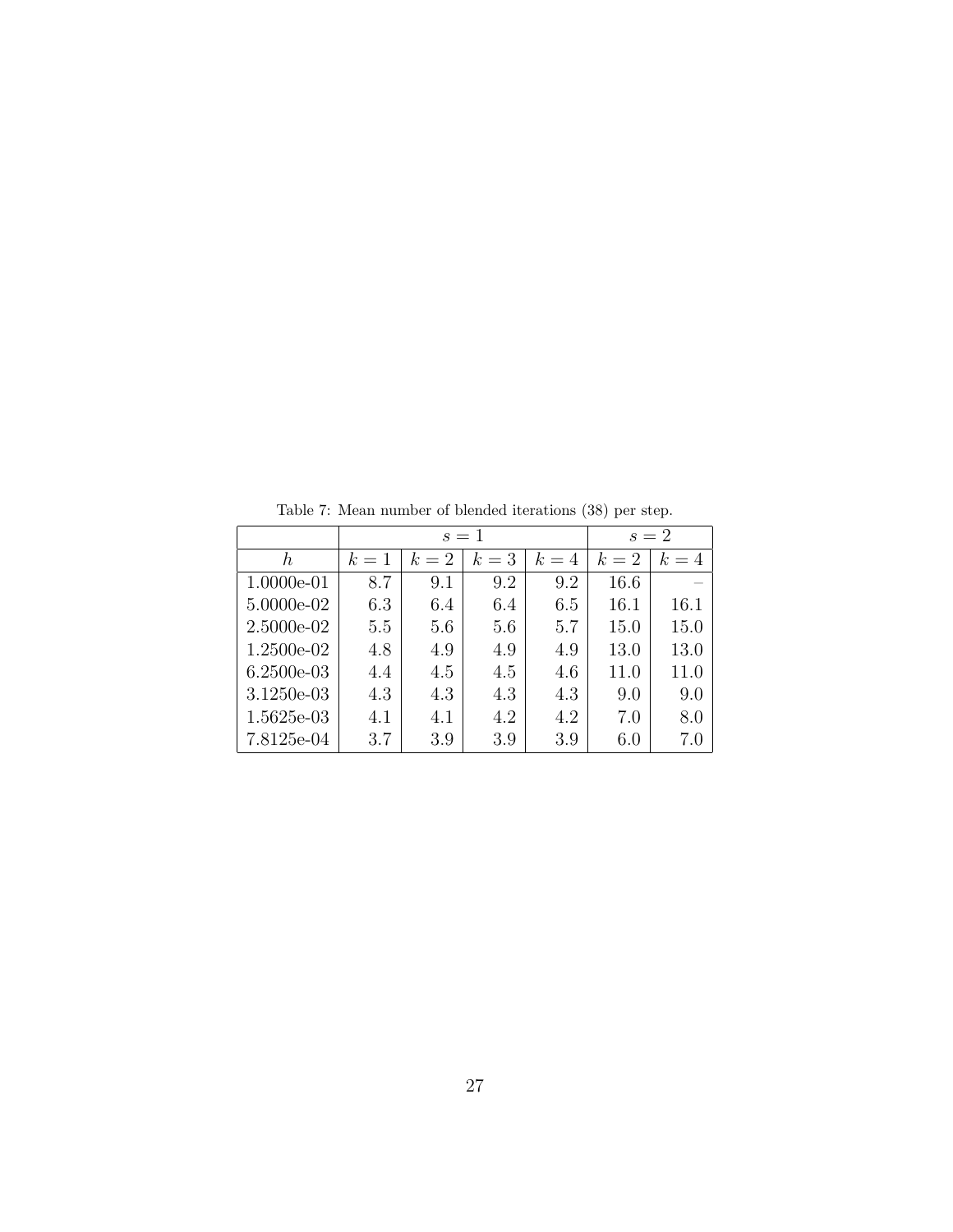Table 7: Mean number of blended iterations (38) per step.

| | $s=1$ | | | | $s=2$ | |
|---|---|---|---|---|---|---|
| $h$ | $k=1$ | $k=2$ | $k=3$ | $k=4$ | $k=2$ | $k=4$ |
| 1.0000e-01 | 8.7 | 9.1 | 9.2 | 9.2 | 16.6 | – |
| 5.0000e-02 | 6.3 | 6.4 | 6.4 | 6.5 | 16.1 | 16.1 |
| 2.5000e-02 | 5.5 | 5.6 | 5.6 | 5.7 | 15.0 | 15.0 |
| 1.2500e-02 | 4.8 | 4.9 | 4.9 | 4.9 | 13.0 | 13.0 |
| 6.2500e-03 | 4.4 | 4.5 | 4.5 | 4.6 | 11.0 | 11.0 |
| 3.1250e-03 | 4.3 | 4.3 | 4.3 | 4.3 | 9.0 | 9.0 |
| 1.5625e-03 | 4.1 | 4.1 | 4.2 | 4.2 | 7.0 | 8.0 |
| 7.8125e-04 | 3.7 | 3.9 | 3.9 | 3.9 | 6.0 | 7.0 |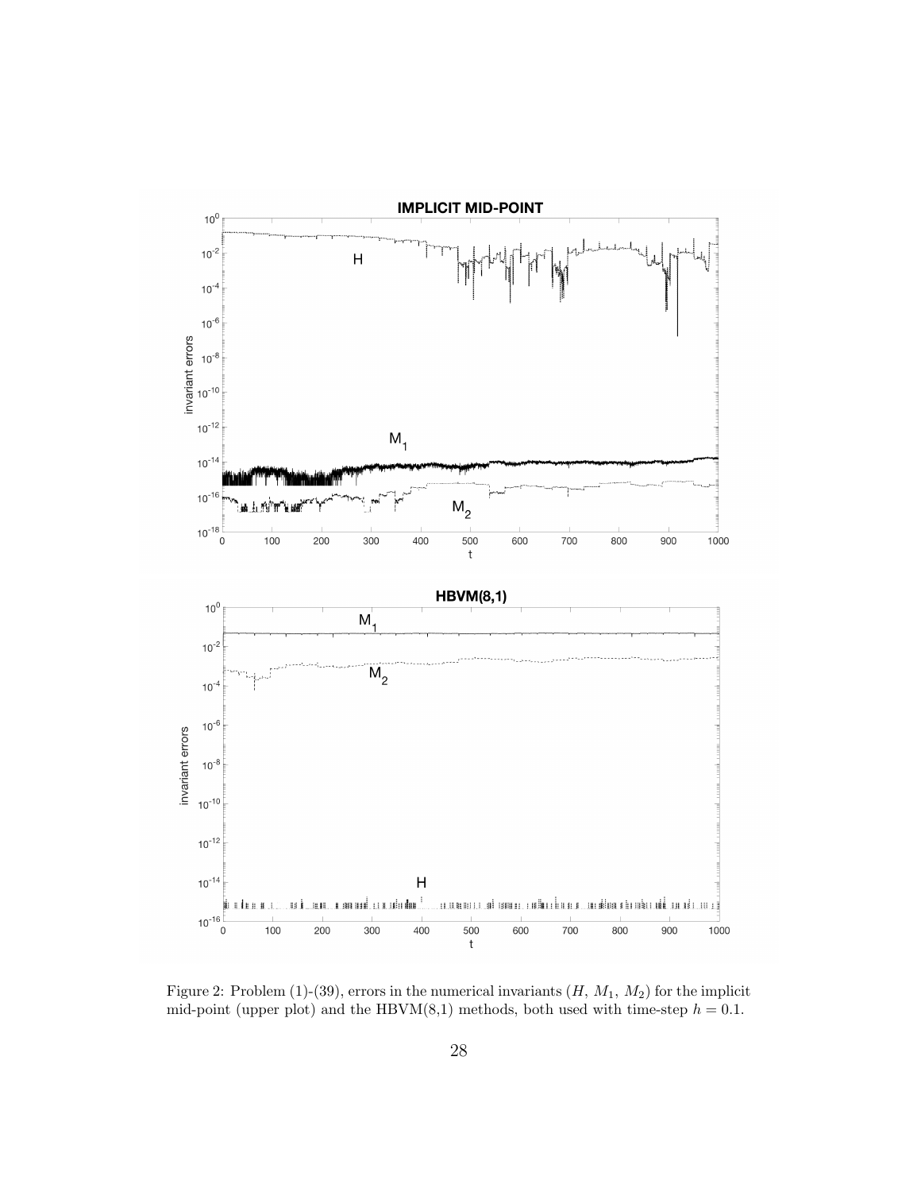Figure 2: Problem (1)-(39), errors in the numerical invariants ($H$, $M_1$, $M_2$) for the implicit mid-point (upper plot) and the HBVM(8,1) methods, both used with time-step $h = 0.1$.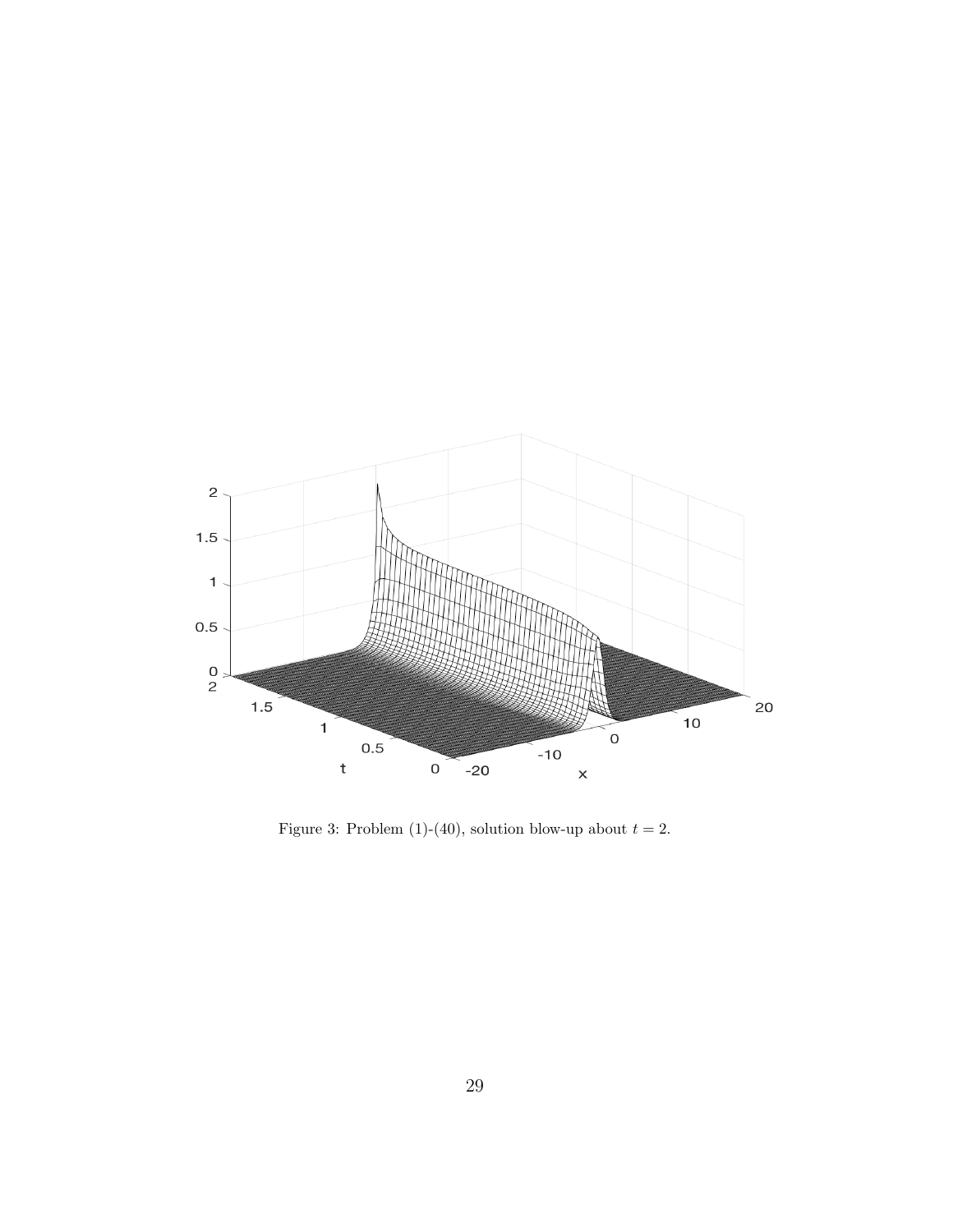Figure 3: Problem (1)-(40), solution blow-up about $t = 2$.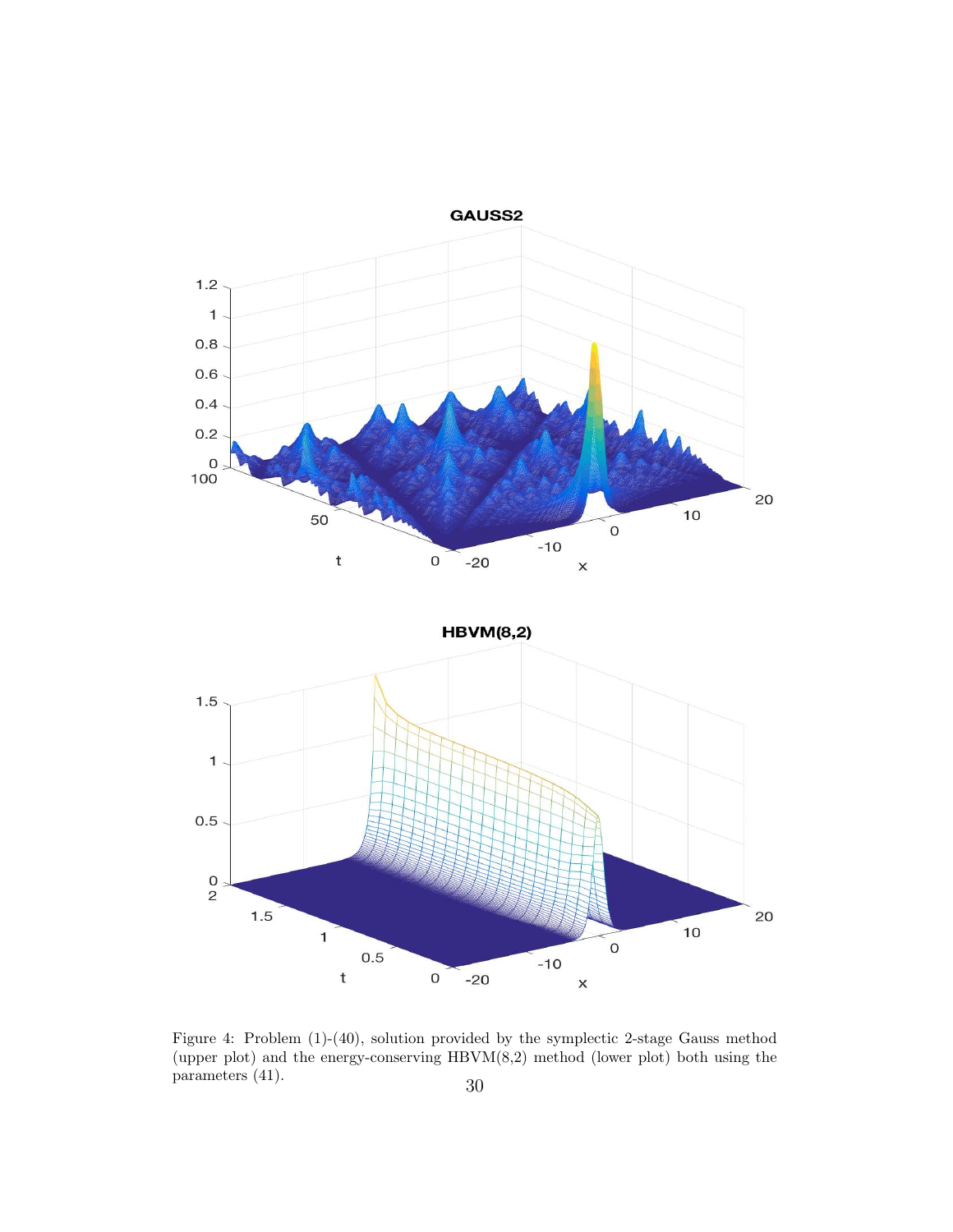GAUSS2

1.2
1
0.8
0.6
0.4
0.2
0
100
50
t
0
-20
-10
0
10
20
x

HBVM(8,2)

1.5
1
0.5
0
2
1.5
1
0.5
t
0
-20
-10
0
10
20
x

Figure 4: Problem (1)-(40), solution provided by the symplectic 2-stage Gauss method (upper plot) and the energy-conserving HBVM(8,2) method (lower plot) both using the parameters (41).